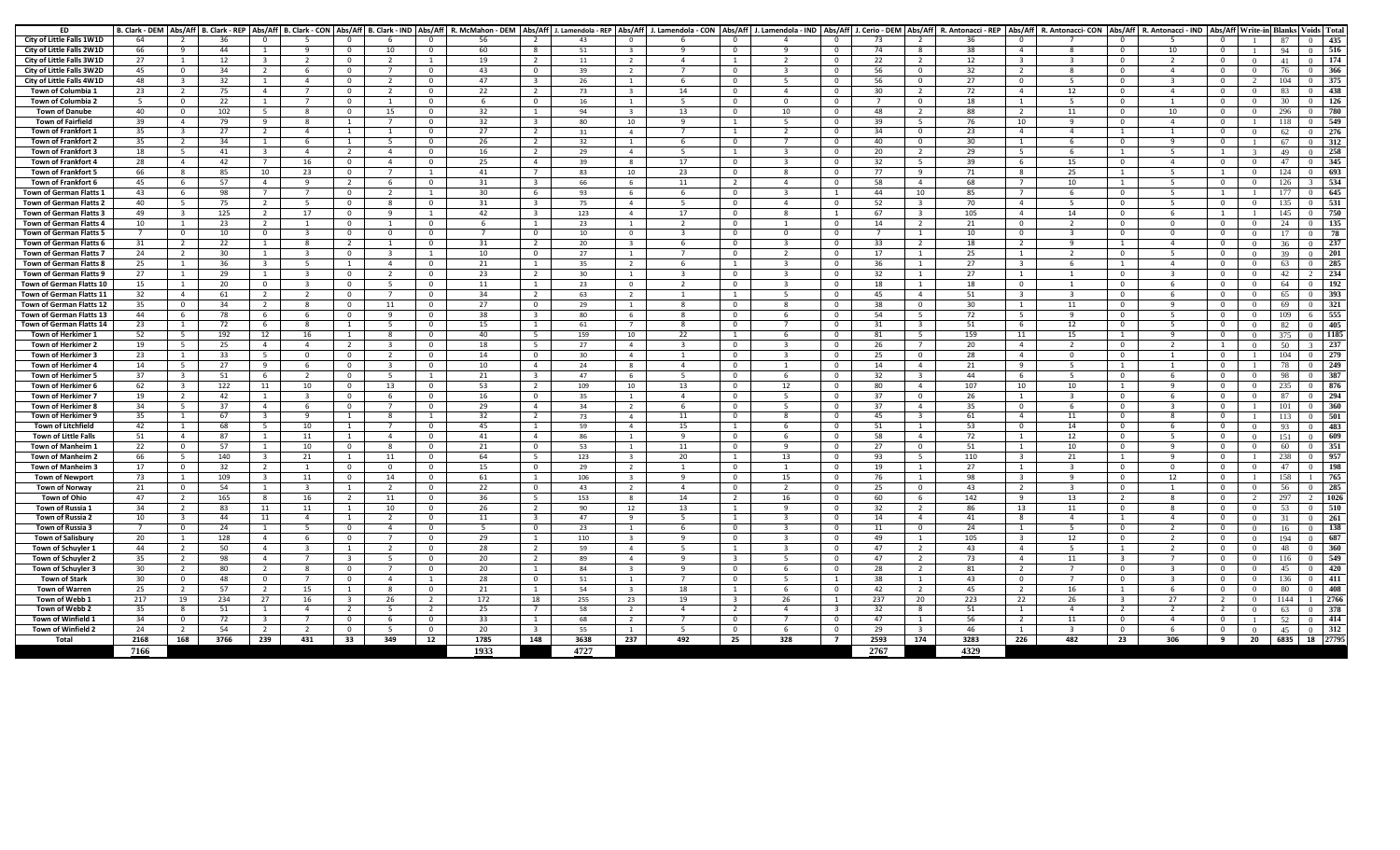| ED | B. Clark - DEM | Abs/Aff | B. Clark - REP | Abs/Aff | B. Clark - CON | Abs/Aff | B. Clark - IND | Abs/Aff | R. McMahon - DEM | Abs/Aff | J. Lamendola - REP | Abs/Aff | J. Lamendola - CON | Abs/Aff | J. Lamendola - IND | Abs/Aff | J. Cerio - DEM | Abs/Aff | R. Antonacci - REP | Abs/Aff | R. Antonacci- CON | Abs/Aff | R. Antonacci - IND | Abs/Aff | Write-in | Blanks | Voids | Total |
|---|---|---|---|---|---|---|---|---|---|---|---|---|---|---|---|---|---|---|---|---|---|---|---|---|---|---|---|---|
| City of Little Falls 1W1D | 64 | 2 | 36 | 0 | 5 | 0 | 6 | 0 | 56 | 2 | 43 | 0 | 6 | 0 | 4 | 0 | 73 | 2 | 36 | 0 | 7 | 0 | 5 | 0 | 1 | 87 | 0 | 435 |
| City of Little Falls 2W1D | 66 | 9 | 44 | 1 | 9 | 0 | 10 | 0 | 60 | 8 | 51 | 3 | 9 | 0 | 9 | 0 | 74 | 8 | 38 | 4 | 8 | 0 | 10 | 0 | 1 | 94 | 0 | 516 |
| City of Little Falls 3W1D | 27 | 1 | 12 | 3 | 2 | 0 | 2 | 1 | 19 | 2 | 11 | 2 | 4 | 1 | 2 | 0 | 22 | 2 | 12 | 3 | 3 | 0 | 2 | 0 | 0 | 41 | 0 | 174 |
| City of Little Falls 3W2D | 45 | 0 | 34 | 2 | 6 | 0 | 7 | 0 | 43 | 0 | 39 | 2 | 7 | 0 | 3 | 0 | 56 | 0 | 32 | 2 | 8 | 0 | 4 | 0 | 0 | 76 | 0 | 366 |
| City of Little Falls 4W1D | 48 | 3 | 32 | 1 | 4 | 0 | 2 | 0 | 47 | 3 | 26 | 1 | 6 | 0 | 5 | 0 | 56 | 0 | 27 | 0 | 5 | 0 | 3 | 0 | 2 | 104 | 0 | 375 |
| Town of Columbia 1 | 23 | 2 | 75 | 4 | 7 | 0 | 2 | 0 | 22 | 2 | 73 | 3 | 14 | 0 | 4 | 0 | 30 | 2 | 72 | 4 | 12 | 0 | 4 | 0 | 0 | 83 | 0 | 438 |
| Town of Columbia 2 | 5 | 0 | 22 | 1 | 7 | 0 | 1 | 0 | 6 | 0 | 16 | 1 | 5 | 0 | 0 | 0 | 7 | 0 | 18 | 1 | 5 | 0 | 1 | 0 | 0 | 30 | 0 | 126 |
| Town of Danube | 40 | 0 | 102 | 5 | 8 | 0 | 15 | 0 | 32 | 1 | 94 | 3 | 13 | 0 | 10 | 0 | 48 | 2 | 88 | 2 | 11 | 0 | 10 | 0 | 0 | 296 | 0 | 780 |
| Town of Fairfield | 39 | 4 | 79 | 9 | 8 | 1 | 7 | 0 | 32 | 3 | 80 | 10 | 9 | 1 | 5 | 0 | 39 | 5 | 76 | 10 | 9 | 0 | 4 | 0 | 1 | 118 | 0 | 549 |
| Town of Frankfort 1 | 35 | 3 | 27 | 2 | 4 | 1 | 1 | 0 | 27 | 2 | 31 | 4 | 7 | 1 | 2 | 0 | 34 | 0 | 23 | 4 | 4 | 1 | 1 | 0 | 0 | 62 | 0 | 276 |
| Town of Frankfort 2 | 35 | 2 | 34 | 1 | 6 | 1 | 5 | 0 | 26 | 2 | 32 | 1 | 6 | 0 | 7 | 0 | 40 | 0 | 30 | 1 | 6 | 0 | 9 | 0 | 1 | 67 | 0 | 312 |
| Town of Frankfort 3 | 18 | 5 | 41 | 3 | 4 | 2 | 4 | 0 | 16 | 2 | 29 | 4 | 5 | 1 | 3 | 0 | 20 | 2 | 29 | 5 | 6 | 1 | 5 | 1 | 3 | 49 | 0 | 258 |
| Town of Frankfort 4 | 28 | 4 | 42 | 7 | 16 | 0 | 4 | 0 | 25 | 4 | 39 | 8 | 17 | 0 | 3 | 0 | 32 | 5 | 39 | 6 | 15 | 0 | 4 | 0 | 0 | 47 | 0 | 345 |
| Town of Frankfort 5 | 66 | 8 | 85 | 10 | 23 | 0 | 7 | 1 | 41 | 7 | 83 | 10 | 23 | 0 | 8 | 0 | 77 | 9 | 71 | 8 | 25 | 1 | 5 | 1 | 0 | 124 | 0 | 693 |
| Town of Frankfort 6 | 45 | 6 | 57 | 4 | 9 | 2 | 6 | 0 | 31 | 3 | 66 | 6 | 11 | 2 | 4 | 0 | 58 | 4 | 68 | 7 | 10 | 1 | 5 | 0 | 0 | 126 | 3 | 534 |
| Town of German Flatts 1 | 43 | 6 | 98 | 7 | 7 | 0 | 2 | 1 | 30 | 6 | 93 | 6 | 6 | 0 | 3 | 1 | 44 | 10 | 85 | 7 | 6 | 0 | 5 | 1 | 1 | 177 | 0 | 645 |
| Town of German Flatts 2 | 40 | 5 | 75 | 2 | 5 | 0 | 8 | 0 | 31 | 3 | 75 | 4 | 5 | 0 | 4 | 0 | 52 | 3 | 70 | 4 | 5 | 0 | 5 | 0 | 0 | 135 | 0 | 531 |
| Town of German Flatts 3 | 49 | 3 | 125 | 2 | 17 | 0 | 9 | 1 | 42 | 3 | 123 | 4 | 17 | 0 | 8 | 1 | 67 | 3 | 105 | 4 | 14 | 0 | 6 | 1 | 1 | 145 | 0 | 750 |
| Town of German Flatts 4 | 10 | 1 | 23 | 2 | 1 | 0 | 1 | 0 | 6 | 1 | 23 | 1 | 2 | 0 | 1 | 0 | 14 | 2 | 21 | 0 | 2 | 0 | 0 | 0 | 0 | 24 | 0 | 135 |
| Town of German Flatts 5 | 7 | 0 | 10 | 0 | 3 | 0 | 0 | 0 | 7 | 0 | 10 | 0 | 3 | 0 | 0 | 0 | 7 | 1 | 10 | 0 | 3 | 0 | 0 | 0 | 0 | 17 | 0 | 78 |
| Town of German Flatts 6 | 31 | 2 | 22 | 1 | 8 | 2 | 1 | 0 | 31 | 2 | 20 | 3 | 6 | 0 | 3 | 0 | 33 | 2 | 18 | 2 | 9 | 1 | 4 | 0 | 0 | 36 | 0 | 237 |
| Town of German Flatts 7 | 24 | 2 | 30 | 1 | 3 | 0 | 3 | 1 | 10 | 0 | 27 | 1 | 7 | 0 | 2 | 0 | 17 | 1 | 25 | 1 | 2 | 0 | 5 | 0 | 0 | 39 | 0 | 201 |
| Town of German Flatts 8 | 25 | 1 | 36 | 3 | 5 | 1 | 4 | 0 | 21 | 1 | 35 | 2 | 6 | 1 | 3 | 0 | 36 | 1 | 27 | 3 | 6 | 1 | 4 | 0 | 0 | 63 | 0 | 285 |
| Town of German Flatts 9 | 27 | 1 | 29 | 1 | 3 | 0 | 2 | 0 | 23 | 2 | 30 | 1 | 3 | 0 | 3 | 0 | 32 | 1 | 27 | 1 | 1 | 0 | 3 | 0 | 0 | 42 | 2 | 234 |
| Town of German Flatts 10 | 15 | 1 | 20 | 0 | 3 | 0 | 5 | 0 | 11 | 1 | 23 | 0 | 2 | 0 | 3 | 0 | 18 | 1 | 18 | 0 | 1 | 0 | 6 | 0 | 0 | 64 | 0 | 192 |
| Town of German Flatts 11 | 32 | 4 | 61 | 2 | 2 | 0 | 7 | 0 | 34 | 2 | 63 | 2 | 1 | 1 | 5 | 0 | 45 | 4 | 51 | 3 | 3 | 0 | 6 | 0 | 0 | 65 | 0 | 393 |
| Town of German Flatts 12 | 35 | 0 | 34 | 2 | 8 | 0 | 11 | 0 | 27 | 0 | 29 | 1 | 8 | 0 | 8 | 0 | 38 | 0 | 30 | 1 | 11 | 0 | 9 | 0 | 0 | 69 | 0 | 321 |
| Town of German Flatts 13 | 44 | 6 | 78 | 6 | 6 | 0 | 9 | 0 | 38 | 3 | 80 | 6 | 8 | 0 | 6 | 0 | 54 | 5 | 72 | 5 | 9 | 0 | 5 | 0 | 0 | 109 | 6 | 555 |
| Town of German Flatts 14 | 23 | 1 | 72 | 6 | 8 | 1 | 5 | 0 | 15 | 1 | 61 | 7 | 8 | 0 | 7 | 0 | 31 | 3 | 51 | 6 | 12 | 0 | 5 | 0 | 0 | 82 | 0 | 405 |
| Town of Herkimer 1 | 52 | 5 | 192 | 12 | 16 | 1 | 8 | 0 | 40 | 5 | 159 | 10 | 22 | 1 | 6 | 0 | 81 | 5 | 159 | 11 | 15 | 1 | 9 | 0 | 0 | 375 | 0 | 1185 |
| Town of Herkimer 2 | 19 | 5 | 25 | 4 | 4 | 2 | 3 | 0 | 18 | 5 | 27 | 4 | 3 | 0 | 3 | 0 | 26 | 7 | 20 | 4 | 2 | 0 | 2 | 1 | 0 | 50 | 3 | 237 |
| Town of Herkimer 3 | 23 | 1 | 33 | 5 | 0 | 0 | 2 | 0 | 14 | 0 | 30 | 4 | 1 | 0 | 3 | 0 | 25 | 0 | 28 | 4 | 0 | 0 | 1 | 0 | 1 | 104 | 0 | 279 |
| Town of Herkimer 4 | 14 | 5 | 27 | 9 | 6 | 0 | 3 | 0 | 10 | 4 | 24 | 8 | 4 | 0 | 1 | 0 | 14 | 4 | 21 | 9 | 5 | 1 | 1 | 0 | 1 | 78 | 0 | 249 |
| Town of Herkimer 5 | 37 | 3 | 51 | 6 | 2 | 0 | 5 | 1 | 21 | 3 | 47 | 6 | 5 | 0 | 6 | 0 | 32 | 3 | 44 | 6 | 5 | 0 | 6 | 0 | 0 | 98 | 0 | 387 |
| Town of Herkimer 6 | 62 | 3 | 122 | 11 | 10 | 0 | 13 | 0 | 53 | 2 | 109 | 10 | 13 | 0 | 12 | 0 | 80 | 4 | 107 | 10 | 10 | 1 | 9 | 0 | 0 | 235 | 0 | 876 |
| Town of Herkimer 7 | 19 | 2 | 42 | 1 | 3 | 0 | 6 | 0 | 16 | 0 | 35 | 1 | 4 | 0 | 5 | 0 | 37 | 0 | 26 | 1 | 3 | 0 | 6 | 0 | 0 | 87 | 0 | 294 |
| Town of Herkimer 8 | 34 | 5 | 37 | 4 | 6 | 0 | 7 | 0 | 29 | 4 | 34 | 2 | 6 | 0 | 5 | 0 | 37 | 4 | 35 | 0 | 6 | 0 | 3 | 0 | 1 | 101 | 0 | 360 |
| Town of Herkimer 9 | 35 | 1 | 67 | 3 | 9 | 1 | 8 | 1 | 32 | 2 | 73 | 4 | 11 | 0 | 8 | 0 | 45 | 3 | 61 | 4 | 11 | 0 | 8 | 0 | 1 | 113 | 0 | 501 |
| Town of Litchfield | 42 | 1 | 68 | 5 | 10 | 1 | 7 | 0 | 45 | 1 | 59 | 4 | 15 | 1 | 6 | 0 | 51 | 1 | 53 | 0 | 14 | 0 | 6 | 0 | 0 | 93 | 0 | 483 |
| Town of Little Falls | 51 | 4 | 87 | 1 | 11 | 1 | 4 | 0 | 41 | 4 | 86 | 1 | 9 | 0 | 6 | 0 | 58 | 4 | 72 | 1 | 12 | 0 | 5 | 0 | 0 | 151 | 0 | 609 |
| Town of Manheim 1 | 22 | 0 | 57 | 1 | 10 | 0 | 8 | 0 | 21 | 0 | 53 | 1 | 11 | 0 | 9 | 0 | 27 | 0 | 51 | 1 | 10 | 0 | 9 | 0 | 0 | 60 | 0 | 351 |
| Town of Manheim 2 | 66 | 5 | 140 | 3 | 21 | 1 | 11 | 0 | 64 | 5 | 123 | 3 | 20 | 1 | 13 | 0 | 93 | 5 | 110 | 3 | 21 | 1 | 9 | 0 | 1 | 238 | 0 | 957 |
| Town of Manheim 3 | 17 | 0 | 32 | 2 | 1 | 0 | 0 | 0 | 15 | 0 | 29 | 2 | 1 | 0 | 1 | 0 | 19 | 1 | 27 | 1 | 3 | 0 | 3 | 0 | 0 | 47 | 0 | 198 |
| Town of Newport | 73 | 1 | 109 | 3 | 11 | 0 | 14 | 0 | 61 | 1 | 106 | 3 | 9 | 0 | 15 | 0 | 76 | 1 | 98 | 3 | 9 | 0 | 12 | 0 | 1 | 158 | 1 | 765 |
| Town of Norway | 21 | 0 | 54 | 1 | 3 | 1 | 2 | 0 | 22 | 0 | 43 | 2 | 4 | 0 | 2 | 0 | 25 | 0 | 43 | 2 | 3 | 0 | 1 | 0 | 0 | 56 | 0 | 285 |
| Town of Ohio | 47 | 2 | 165 | 8 | 16 | 2 | 11 | 0 | 36 | 5 | 153 | 8 | 14 | 2 | 16 | 0 | 60 | 6 | 142 | 9 | 13 | 2 | 8 | 0 | 2 | 297 | 2 | 1026 |
| Town of Russia 1 | 34 | 2 | 83 | 11 | 11 | 1 | 10 | 0 | 26 | 2 | 90 | 12 | 13 | 1 | 9 | 0 | 32 | 2 | 86 | 13 | 11 | 0 | 8 | 0 | 0 | 53 | 0 | 510 |
| Town of Russia 2 | 10 | 3 | 44 | 11 | 4 | 1 | 2 | 0 | 11 | 3 | 47 | 9 | 5 | 1 | 3 | 0 | 14 | 4 | 41 | 8 | 4 | 1 | 4 | 0 | 0 | 31 | 0 | 261 |
| Town of Russia 3 | 7 | 0 | 24 | 1 | 5 | 0 | 4 | 0 | 5 | 0 | 23 | 1 | 6 | 0 | 3 | 0 | 11 | 0 | 24 | 1 | 5 | 0 | 2 | 0 | 0 | 16 | 0 | 138 |
| Town of Salisbury | 20 | 1 | 128 | 4 | 6 | 0 | 7 | 0 | 29 | 1 | 110 | 3 | 9 | 0 | 3 | 0 | 49 | 1 | 105 | 3 | 12 | 0 | 2 | 0 | 0 | 194 | 0 | 687 |
| Town of Schuyler 1 | 44 | 2 | 50 | 4 | 3 | 1 | 2 | 0 | 28 | 2 | 59 | 4 | 5 | 1 | 3 | 0 | 43 | 2 | 43 | 4 | 5 | 1 | 2 | 0 | 0 | 48 | 0 | 360 |
| Town of Schuyler 2 | 35 | 2 | 98 | 4 | 7 | 3 | 5 | 0 | 20 | 2 | 89 | 4 | 9 | 3 | 5 | 0 | 47 | 2 | 73 | 4 | 11 | 3 | 7 | 0 | 0 | 116 | 0 | 549 |
| Town of Schuyler 3 | 30 | 2 | 80 | 2 | 8 | 0 | 7 | 0 | 20 | 1 | 84 | 3 | 9 | 0 | 6 | 0 | 28 | 2 | 81 | 2 | 7 | 0 | 3 | 0 | 0 | 45 | 0 | 420 |
| Town of Stark | 30 | 0 | 48 | 0 | 7 | 0 | 4 | 1 | 28 | 0 | 51 | 1 | 7 | 0 | 5 | 1 | 38 | 1 | 43 | 0 | 7 | 0 | 3 | 0 | 0 | 136 | 0 | 411 |
| Town of Warren | 25 | 2 | 57 | 2 | 15 | 1 | 8 | 0 | 21 | 1 | 54 | 3 | 18 | 1 | 6 | 0 | 42 | 2 | 45 | 2 | 16 | 1 | 6 | 0 | 0 | 80 | 0 | 408 |
| Town of Webb 1 | 217 | 19 | 234 | 27 | 16 | 3 | 26 | 2 | 172 | 18 | 255 | 23 | 19 | 3 | 26 | 1 | 237 | 20 | 223 | 22 | 26 | 3 | 27 | 2 | 0 | 1144 | 1 | 2766 |
| Town of Webb 2 | 35 | 8 | 51 | 1 | 4 | 2 | 5 | 2 | 25 | 7 | 58 | 2 | 4 | 2 | 4 | 3 | 32 | 8 | 51 | 1 | 4 | 2 | 2 | 2 | 0 | 63 | 0 | 378 |
| Town of Winfield 1 | 34 | 0 | 72 | 3 | 7 | 0 | 6 | 0 | 33 | 1 | 68 | 2 | 7 | 0 | 7 | 0 | 47 | 1 | 56 | 2 | 11 | 0 | 4 | 0 | 1 | 52 | 0 | 414 |
| Town of Winfield 2 | 24 | 2 | 54 | 2 | 2 | 0 | 5 | 0 | 20 | 3 | 55 | 1 | 5 | 0 | 6 | 0 | 29 | 3 | 46 | 1 | 3 | 0 | 6 | 0 | 0 | 45 | 0 | 312 |
| Total | 2168 | 168 | 3766 | 239 | 431 | 33 | 349 | 12 | 1785 | 148 | 3638 | 237 | 492 | 25 | 328 | 7 | 2593 | 174 | 3283 | 226 | 482 | 23 | 306 | 9 | 20 | 6835 | 18 | 27795 |
| | 7166 | | | | | | | | 1933 | | 4727 | | | | | | 2767 | | 4329 | | | | | | | | | |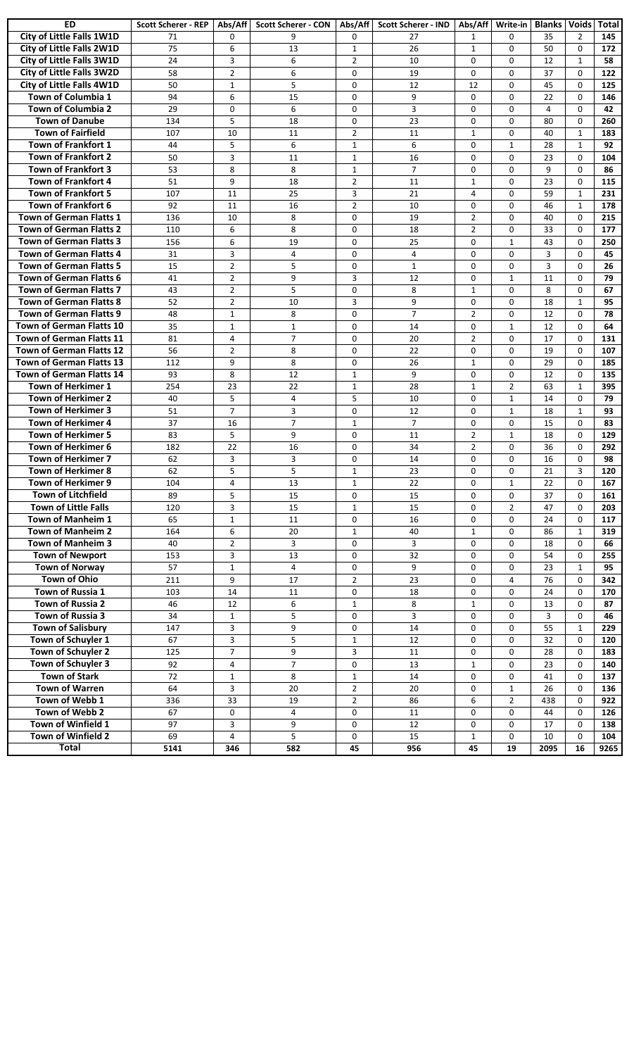| ED | Scott Scherer - REP | Abs/Aff | Scott Scherer - CON | Abs/Aff | Scott Scherer - IND | Abs/Aff | Write-in | Blanks | Voids | Total |
|---|---|---|---|---|---|---|---|---|---|---|
| City of Little Falls 1W1D | 71 | 0 | 9 | 0 | 27 | 1 | 0 | 35 | 2 | 145 |
| City of Little Falls 2W1D | 75 | 6 | 13 | 1 | 26 | 1 | 0 | 50 | 0 | 172 |
| City of Little Falls 3W1D | 24 | 3 | 6 | 2 | 10 | 0 | 0 | 12 | 1 | 58 |
| City of Little Falls 3W2D | 58 | 2 | 6 | 0 | 19 | 0 | 0 | 37 | 0 | 122 |
| City of Little Falls 4W1D | 50 | 1 | 5 | 0 | 12 | 12 | 0 | 45 | 0 | 125 |
| Town of Columbia 1 | 94 | 6 | 15 | 0 | 9 | 0 | 0 | 22 | 0 | 146 |
| Town of Columbia 2 | 29 | 0 | 6 | 0 | 3 | 0 | 0 | 4 | 0 | 42 |
| Town of Danube | 134 | 5 | 18 | 0 | 23 | 0 | 0 | 80 | 0 | 260 |
| Town of Fairfield | 107 | 10 | 11 | 2 | 11 | 1 | 0 | 40 | 1 | 183 |
| Town of Frankfort 1 | 44 | 5 | 6 | 1 | 6 | 0 | 1 | 28 | 1 | 92 |
| Town of Frankfort 2 | 50 | 3 | 11 | 1 | 16 | 0 | 0 | 23 | 0 | 104 |
| Town of Frankfort 3 | 53 | 8 | 8 | 1 | 7 | 0 | 0 | 9 | 0 | 86 |
| Town of Frankfort 4 | 51 | 9 | 18 | 2 | 11 | 1 | 0 | 23 | 0 | 115 |
| Town of Frankfort 5 | 107 | 11 | 25 | 3 | 21 | 4 | 0 | 59 | 1 | 231 |
| Town of Frankfort 6 | 92 | 11 | 16 | 2 | 10 | 0 | 0 | 46 | 1 | 178 |
| Town of German Flatts 1 | 136 | 10 | 8 | 0 | 19 | 2 | 0 | 40 | 0 | 215 |
| Town of German Flatts 2 | 110 | 6 | 8 | 0 | 18 | 2 | 0 | 33 | 0 | 177 |
| Town of German Flatts 3 | 156 | 6 | 19 | 0 | 25 | 0 | 1 | 43 | 0 | 250 |
| Town of German Flatts 4 | 31 | 3 | 4 | 0 | 4 | 0 | 0 | 3 | 0 | 45 |
| Town of German Flatts 5 | 15 | 2 | 5 | 0 | 1 | 0 | 0 | 3 | 0 | 26 |
| Town of German Flatts 6 | 41 | 2 | 9 | 3 | 12 | 0 | 1 | 11 | 0 | 79 |
| Town of German Flatts 7 | 43 | 2 | 5 | 0 | 8 | 1 | 0 | 8 | 0 | 67 |
| Town of German Flatts 8 | 52 | 2 | 10 | 3 | 9 | 0 | 0 | 18 | 1 | 95 |
| Town of German Flatts 9 | 48 | 1 | 8 | 0 | 7 | 2 | 0 | 12 | 0 | 78 |
| Town of German Flatts 10 | 35 | 1 | 1 | 0 | 14 | 0 | 1 | 12 | 0 | 64 |
| Town of German Flatts 11 | 81 | 4 | 7 | 0 | 20 | 2 | 0 | 17 | 0 | 131 |
| Town of German Flatts 12 | 56 | 2 | 8 | 0 | 22 | 0 | 0 | 19 | 0 | 107 |
| Town of German Flatts 13 | 112 | 9 | 8 | 0 | 26 | 1 | 0 | 29 | 0 | 185 |
| Town of German Flatts 14 | 93 | 8 | 12 | 1 | 9 | 0 | 0 | 12 | 0 | 135 |
| Town of Herkimer 1 | 254 | 23 | 22 | 1 | 28 | 1 | 2 | 63 | 1 | 395 |
| Town of Herkimer 2 | 40 | 5 | 4 | 5 | 10 | 0 | 1 | 14 | 0 | 79 |
| Town of Herkimer 3 | 51 | 7 | 3 | 0 | 12 | 0 | 1 | 18 | 1 | 93 |
| Town of Herkimer 4 | 37 | 16 | 7 | 1 | 7 | 0 | 0 | 15 | 0 | 83 |
| Town of Herkimer 5 | 83 | 5 | 9 | 0 | 11 | 2 | 1 | 18 | 0 | 129 |
| Town of Herkimer 6 | 182 | 22 | 16 | 0 | 34 | 2 | 0 | 36 | 0 | 292 |
| Town of Herkimer 7 | 62 | 3 | 3 | 0 | 14 | 0 | 0 | 16 | 0 | 98 |
| Town of Herkimer 8 | 62 | 5 | 5 | 1 | 23 | 0 | 0 | 21 | 3 | 120 |
| Town of Herkimer 9 | 104 | 4 | 13 | 1 | 22 | 0 | 1 | 22 | 0 | 167 |
| Town of Litchfield | 89 | 5 | 15 | 0 | 15 | 0 | 0 | 37 | 0 | 161 |
| Town of Little Falls | 120 | 3 | 15 | 1 | 15 | 0 | 2 | 47 | 0 | 203 |
| Town of Manheim 1 | 65 | 1 | 11 | 0 | 16 | 0 | 0 | 24 | 0 | 117 |
| Town of Manheim 2 | 164 | 6 | 20 | 1 | 40 | 1 | 0 | 86 | 1 | 319 |
| Town of Manheim 3 | 40 | 2 | 3 | 0 | 3 | 0 | 0 | 18 | 0 | 66 |
| Town of Newport | 153 | 3 | 13 | 0 | 32 | 0 | 0 | 54 | 0 | 255 |
| Town of Norway | 57 | 1 | 4 | 0 | 9 | 0 | 0 | 23 | 1 | 95 |
| Town of Ohio | 211 | 9 | 17 | 2 | 23 | 0 | 4 | 76 | 0 | 342 |
| Town of Russia 1 | 103 | 14 | 11 | 0 | 18 | 0 | 0 | 24 | 0 | 170 |
| Town of Russia 2 | 46 | 12 | 6 | 1 | 8 | 1 | 0 | 13 | 0 | 87 |
| Town of Russia 3 | 34 | 1 | 5 | 0 | 3 | 0 | 0 | 3 | 0 | 46 |
| Town of Salisbury | 147 | 3 | 9 | 0 | 14 | 0 | 0 | 55 | 1 | 229 |
| Town of Schuyler 1 | 67 | 3 | 5 | 1 | 12 | 0 | 0 | 32 | 0 | 120 |
| Town of Schuyler 2 | 125 | 7 | 9 | 3 | 11 | 0 | 0 | 28 | 0 | 183 |
| Town of Schuyler 3 | 92 | 4 | 7 | 0 | 13 | 1 | 0 | 23 | 0 | 140 |
| Town of Stark | 72 | 1 | 8 | 1 | 14 | 0 | 0 | 41 | 0 | 137 |
| Town of Warren | 64 | 3 | 20 | 2 | 20 | 0 | 1 | 26 | 0 | 136 |
| Town of Webb 1 | 336 | 33 | 19 | 2 | 86 | 6 | 2 | 438 | 0 | 922 |
| Town of Webb 2 | 67 | 0 | 4 | 0 | 11 | 0 | 0 | 44 | 0 | 126 |
| Town of Winfield 1 | 97 | 3 | 9 | 0 | 12 | 0 | 0 | 17 | 0 | 138 |
| Town of Winfield 2 | 69 | 4 | 5 | 0 | 15 | 1 | 0 | 10 | 0 | 104 |
| **Total** | **5141** | **346** | **582** | **45** | **956** | **45** | **19** | **2095** | **16** | **9265** |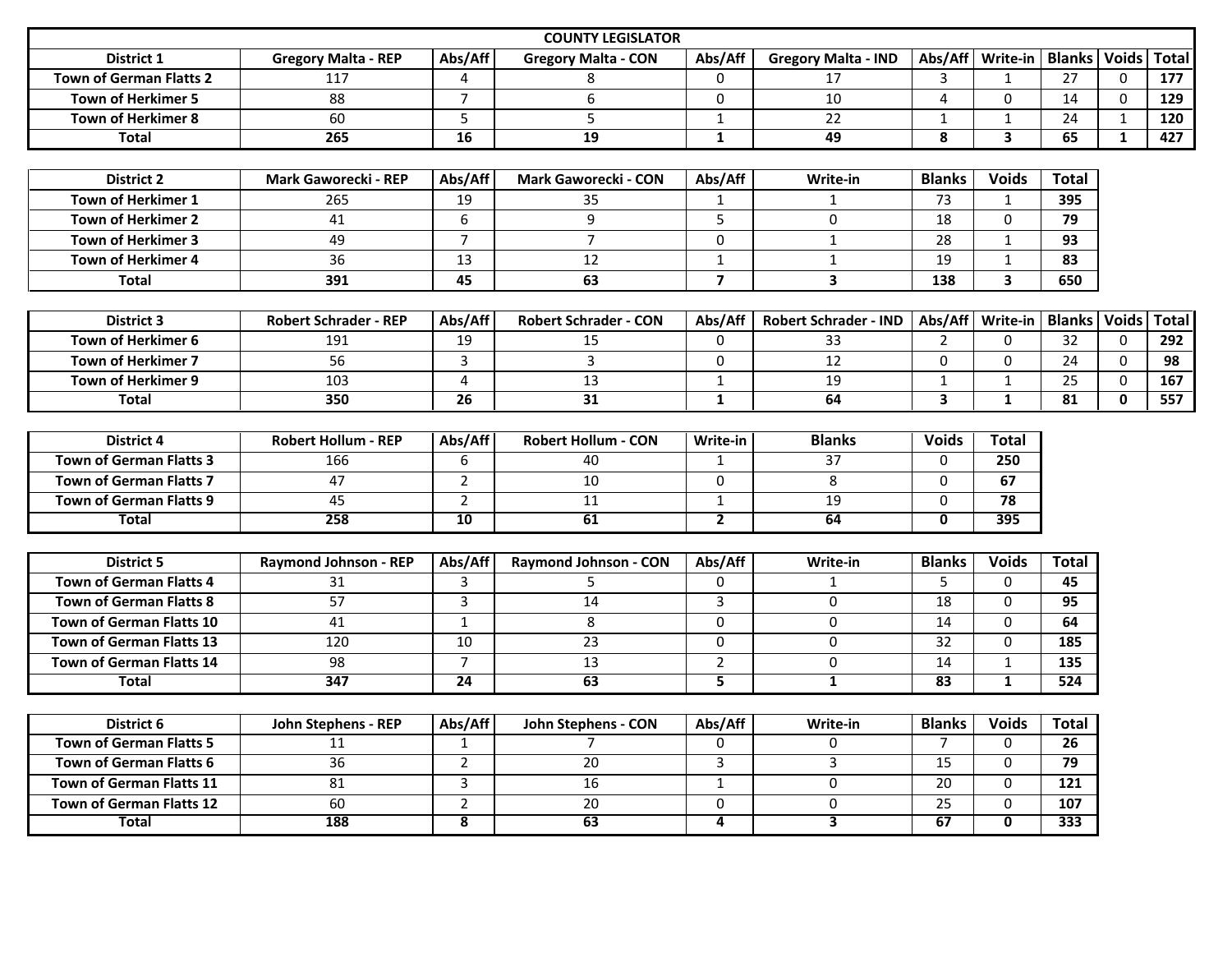## COUNTY LEGISLATOR

| District 1 | Gregory Malta - REP | Abs/Aff | Gregory Malta - CON | Abs/Aff | Gregory Malta - IND | Abs/Aff | Write-in | Blanks | Voids | Total |
|---|---|---|---|---|---|---|---|---|---|---|
| Town of German Flatts 2 | 117 | 4 | 8 | 0 | 17 | 3 | 1 | 27 | 0 | **177** |
| Town of Herkimer 5 | 88 | 7 | 6 | 0 | 10 | 4 | 0 | 14 | 0 | **129** |
| Town of Herkimer 8 | 60 | 5 | 5 | 1 | 22 | 1 | 1 | 24 | 1 | **120** |
| **Total** | **265** | **16** | **19** | **1** | **49** | **8** | **3** | **65** | **1** | **427** |

| District 2 | Mark Gaworecki - REP | Abs/Aff | Mark Gaworecki - CON | Abs/Aff | Write-in | Blanks | Voids | Total |
|---|---|---|---|---|---|---|---|---|
| Town of Herkimer 1 | 265 | 19 | 35 | 1 | 1 | 73 | 1 | **395** |
| Town of Herkimer 2 | 41 | 6 | 9 | 5 | 0 | 18 | 0 | **79** |
| Town of Herkimer 3 | 49 | 7 | 7 | 0 | 1 | 28 | 1 | **93** |
| Town of Herkimer 4 | 36 | 13 | 12 | 1 | 1 | 19 | 1 | **83** |
| **Total** | **391** | **45** | **63** | **7** | **3** | **138** | **3** | **650** |

| District 3 | Robert Schrader - REP | Abs/Aff | Robert Schrader - CON | Abs/Aff | Robert Schrader - IND | Abs/Aff | Write-in | Blanks | Voids | Total |
|---|---|---|---|---|---|---|---|---|---|---|
| Town of Herkimer 6 | 191 | 19 | 15 | 0 | 33 | 2 | 0 | 32 | 0 | **292** |
| Town of Herkimer 7 | 56 | 3 | 3 | 0 | 12 | 0 | 0 | 24 | 0 | **98** |
| Town of Herkimer 9 | 103 | 4 | 13 | 1 | 19 | 1 | 1 | 25 | 0 | **167** |
| **Total** | **350** | **26** | **31** | **1** | **64** | **3** | **1** | **81** | **0** | **557** |

| District 4 | Robert Hollum - REP | Abs/Aff | Robert Hollum - CON | Write-in | Blanks | Voids | Total |
|---|---|---|---|---|---|---|---|
| Town of German Flatts 3 | 166 | 6 | 40 | 1 | 37 | 0 | **250** |
| Town of German Flatts 7 | 47 | 2 | 10 | 0 | 8 | 0 | **67** |
| Town of German Flatts 9 | 45 | 2 | 11 | 1 | 19 | 0 | **78** |
| **Total** | **258** | **10** | **61** | **2** | **64** | **0** | **395** |

| District 5 | Raymond Johnson - REP | Abs/Aff | Raymond Johnson - CON | Abs/Aff | Write-in | Blanks | Voids | Total |
|---|---|---|---|---|---|---|---|---|
| Town of German Flatts 4 | 31 | 3 | 5 | 0 | 1 | 5 | 0 | **45** |
| Town of German Flatts 8 | 57 | 3 | 14 | 3 | 0 | 18 | 0 | **95** |
| Town of German Flatts 10 | 41 | 1 | 8 | 0 | 0 | 14 | 0 | **64** |
| Town of German Flatts 13 | 120 | 10 | 23 | 0 | 0 | 32 | 0 | **185** |
| Town of German Flatts 14 | 98 | 7 | 13 | 2 | 0 | 14 | 1 | **135** |
| **Total** | **347** | **24** | **63** | **5** | **1** | **83** | **1** | **524** |

| District 6 | John Stephens - REP | Abs/Aff | John Stephens - CON | Abs/Aff | Write-in | Blanks | Voids | Total |
|---|---|---|---|---|---|---|---|---|
| Town of German Flatts 5 | 11 | 1 | 7 | 0 | 0 | 7 | 0 | **26** |
| Town of German Flatts 6 | 36 | 2 | 20 | 3 | 3 | 15 | 0 | **79** |
| Town of German Flatts 11 | 81 | 3 | 16 | 1 | 0 | 20 | 0 | **121** |
| Town of German Flatts 12 | 60 | 2 | 20 | 0 | 0 | 25 | 0 | **107** |
| **Total** | **188** | **8** | **63** | **4** | **3** | **67** | **0** | **333** |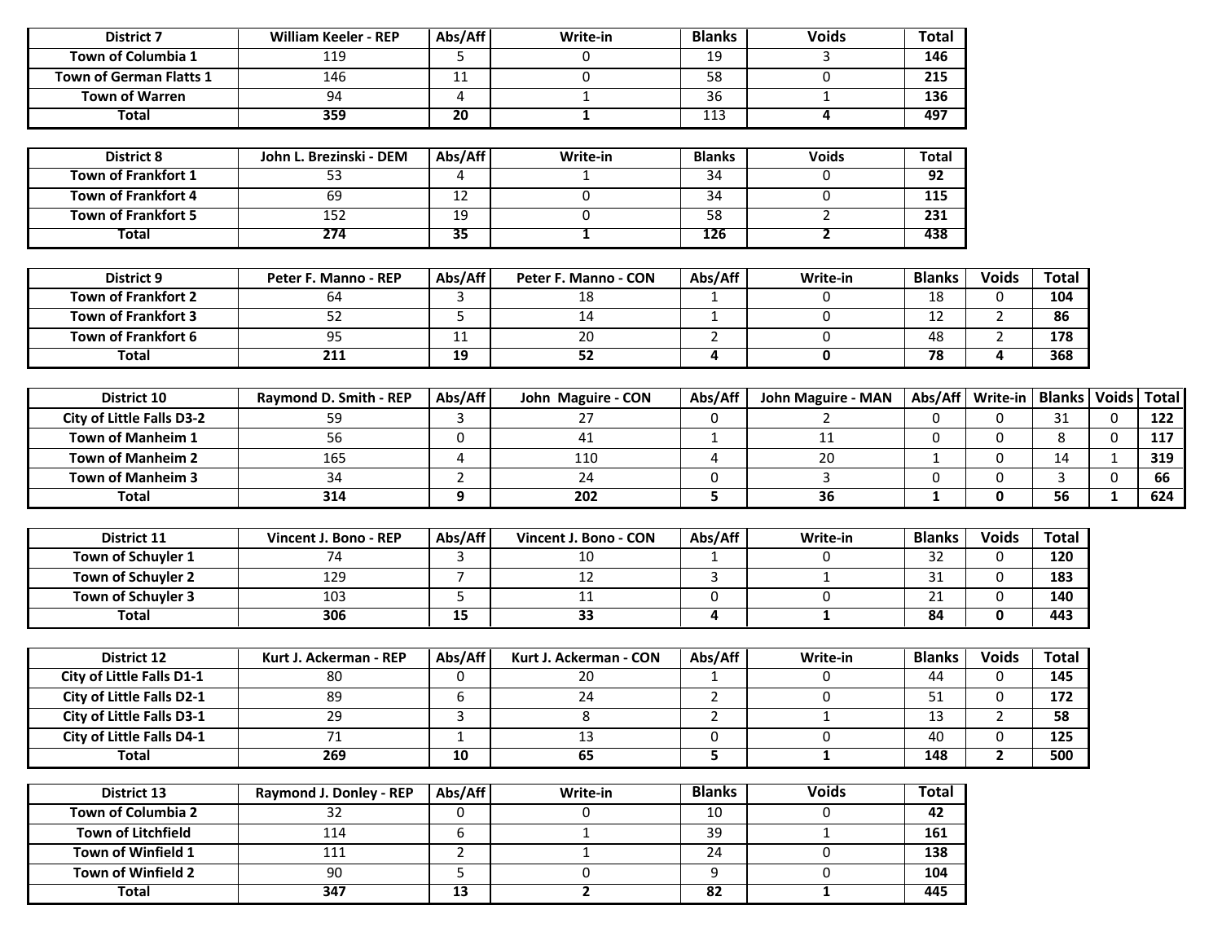| District 7 | William Keeler - REP | Abs/Aff | Write-in | Blanks | Voids | Total |
|---|---|---|---|---|---|---|
| Town of Columbia 1 | 119 | 5 | 0 | 19 | 3 | **146** |
| Town of German Flatts 1 | 146 | 11 | 0 | 58 | 0 | **215** |
| Town of Warren | 94 | 4 | 1 | 36 | 1 | **136** |
| **Total** | **359** | **20** | **1** | 113 | **4** | **497** |

| District 8 | John L. Brezinski - DEM | Abs/Aff | Write-in | Blanks | Voids | Total |
|---|---|---|---|---|---|---|
| Town of Frankfort 1 | 53 | 4 | 1 | 34 | 0 | **92** |
| Town of Frankfort 4 | 69 | 12 | 0 | 34 | 0 | **115** |
| Town of Frankfort 5 | 152 | 19 | 0 | 58 | 2 | **231** |
| **Total** | **274** | **35** | **1** | **126** | **2** | **438** |

| District 9 | Peter F. Manno - REP | Abs/Aff | Peter F. Manno - CON | Abs/Aff | Write-in | Blanks | Voids | Total |
|---|---|---|---|---|---|---|---|---|
| Town of Frankfort 2 | 64 | 3 | 18 | 1 | 0 | 18 | 0 | **104** |
| Town of Frankfort 3 | 52 | 5 | 14 | 1 | 0 | 12 | 2 | **86** |
| Town of Frankfort 6 | 95 | 11 | 20 | 2 | 0 | 48 | 2 | **178** |
| **Total** | **211** | **19** | **52** | **4** | **0** | **78** | **4** | **368** |

| District 10 | Raymond D. Smith - REP | Abs/Aff | John Maguire - CON | Abs/Aff | John Maguire - MAN | Abs/Aff | Write-in | Blanks | Voids | Total |
|---|---|---|---|---|---|---|---|---|---|---|
| City of Little Falls D3-2 | 59 | 3 | 27 | 0 | 2 | 0 | 0 | 31 | 0 | **122** |
| Town of Manheim 1 | 56 | 0 | 41 | 1 | 11 | 0 | 0 | 8 | 0 | **117** |
| Town of Manheim 2 | 165 | 4 | 110 | 4 | 20 | 1 | 0 | 14 | 1 | **319** |
| Town of Manheim 3 | 34 | 2 | 24 | 0 | 3 | 0 | 0 | 3 | 0 | **66** |
| **Total** | **314** | **9** | **202** | **5** | **36** | **1** | **0** | **56** | **1** | **624** |

| District 11 | Vincent J. Bono - REP | Abs/Aff | Vincent J. Bono - CON | Abs/Aff | Write-in | Blanks | Voids | Total |
|---|---|---|---|---|---|---|---|---|
| Town of Schuyler 1 | 74 | 3 | 10 | 1 | 0 | 32 | 0 | **120** |
| Town of Schuyler 2 | 129 | 7 | 12 | 3 | 1 | 31 | 0 | **183** |
| Town of Schuyler 3 | 103 | 5 | 11 | 0 | 0 | 21 | 0 | **140** |
| **Total** | **306** | **15** | **33** | **4** | **1** | **84** | **0** | **443** |

| District 12 | Kurt J. Ackerman - REP | Abs/Aff | Kurt J. Ackerman - CON | Abs/Aff | Write-in | Blanks | Voids | Total |
|---|---|---|---|---|---|---|---|---|
| City of Little Falls D1-1 | 80 | 0 | 20 | 1 | 0 | 44 | 0 | **145** |
| City of Little Falls D2-1 | 89 | 6 | 24 | 2 | 0 | 51 | 0 | **172** |
| City of Little Falls D3-1 | 29 | 3 | 8 | 2 | 1 | 13 | 2 | **58** |
| City of Little Falls D4-1 | 71 | 1 | 13 | 0 | 0 | 40 | 0 | **125** |
| **Total** | **269** | **10** | **65** | **5** | **1** | **148** | **2** | **500** |

| District 13 | Raymond J. Donley - REP | Abs/Aff | Write-in | Blanks | Voids | Total |
|---|---|---|---|---|---|---|
| Town of Columbia 2 | 32 | 0 | 0 | 10 | 0 | **42** |
| Town of Litchfield | 114 | 6 | 1 | 39 | 1 | **161** |
| Town of Winfield 1 | 111 | 2 | 1 | 24 | 0 | **138** |
| Town of Winfield 2 | 90 | 5 | 0 | 9 | 0 | **104** |
| **Total** | **347** | **13** | **2** | **82** | **1** | **445** |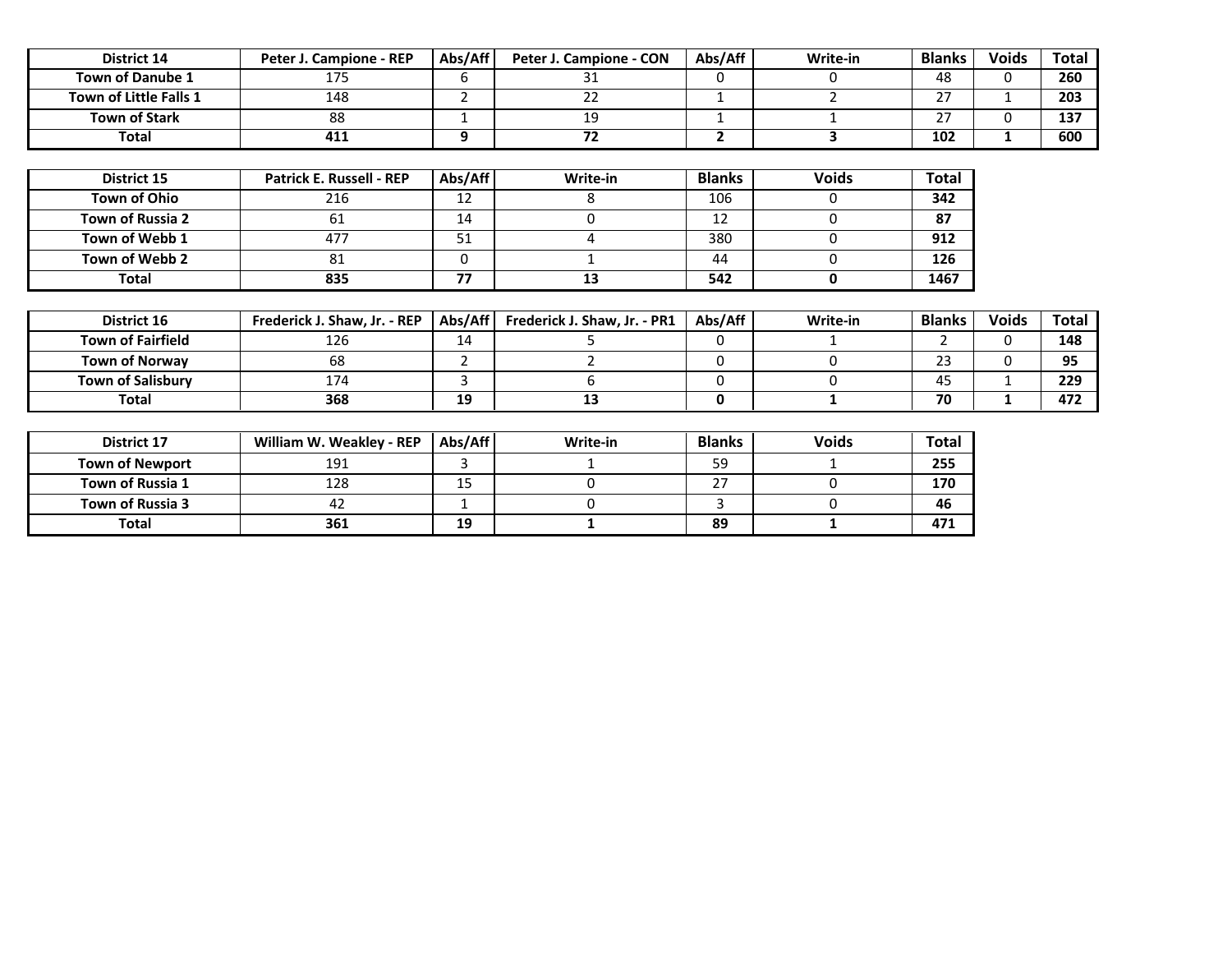| District 14 | Peter J. Campione - REP | Abs/Aff | Peter J. Campione - CON | Abs/Aff | Write-in | Blanks | Voids | Total |
|---|---|---|---|---|---|---|---|---|
| Town of Danube 1 | 175 | 6 | 31 | 0 | 0 | 48 | 0 | 260 |
| Town of Little Falls 1 | 148 | 2 | 22 | 1 | 2 | 27 | 1 | 203 |
| Town of Stark | 88 | 1 | 19 | 1 | 1 | 27 | 0 | 137 |
| Total | 411 | 9 | 72 | 2 | 3 | 102 | 1 | 600 |

| District 15 | Patrick E. Russell - REP | Abs/Aff | Write-in | Blanks | Voids | Total |
|---|---|---|---|---|---|---|
| Town of Ohio | 216 | 12 | 8 | 106 | 0 | 342 |
| Town of Russia 2 | 61 | 14 | 0 | 12 | 0 | 87 |
| Town of Webb 1 | 477 | 51 | 4 | 380 | 0 | 912 |
| Town of Webb 2 | 81 | 0 | 1 | 44 | 0 | 126 |
| Total | 835 | 77 | 13 | 542 | 0 | 1467 |

| District 16 | Frederick J. Shaw, Jr. - REP | Abs/Aff | Frederick J. Shaw, Jr. - PR1 | Abs/Aff | Write-in | Blanks | Voids | Total |
|---|---|---|---|---|---|---|---|---|
| Town of Fairfield | 126 | 14 | 5 | 0 | 1 | 2 | 0 | 148 |
| Town of Norway | 68 | 2 | 2 | 0 | 0 | 23 | 0 | 95 |
| Town of Salisbury | 174 | 3 | 6 | 0 | 0 | 45 | 1 | 229 |
| Total | 368 | 19 | 13 | 0 | 1 | 70 | 1 | 472 |

| District 17 | William W. Weakley - REP | Abs/Aff | Write-in | Blanks | Voids | Total |
|---|---|---|---|---|---|---|
| Town of Newport | 191 | 3 | 1 | 59 | 1 | 255 |
| Town of Russia 1 | 128 | 15 | 0 | 27 | 0 | 170 |
| Town of Russia 3 | 42 | 1 | 0 | 3 | 0 | 46 |
| Total | 361 | 19 | 1 | 89 | 1 | 471 |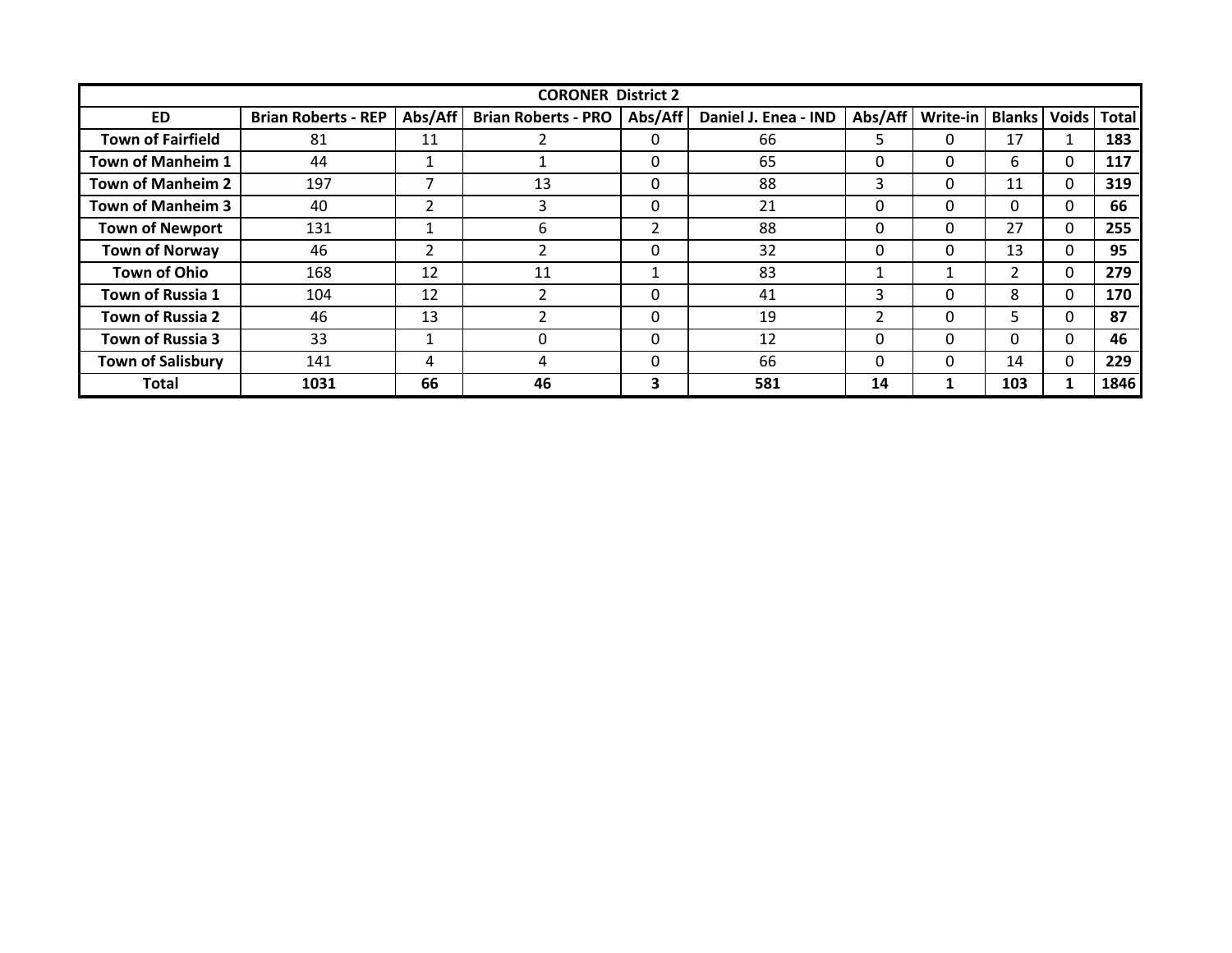| CORONER District 2 | | | | | | | | | | |
|---|---|---|---|---|---|---|---|---|---|---|
| **ED** | **Brian Roberts - REP** | **Abs/Aff** | **Brian Roberts - PRO** | **Abs/Aff** | **Daniel J. Enea - IND** | **Abs/Aff** | **Write-in** | **Blanks** | **Voids** | **Total** |
| **Town of Fairfield** | 81 | 11 | 2 | 0 | 66 | 5 | 0 | 17 | 1 | **183** |
| **Town of Manheim 1** | 44 | 1 | 1 | 0 | 65 | 0 | 0 | 6 | 0 | **117** |
| **Town of Manheim 2** | 197 | 7 | 13 | 0 | 88 | 3 | 0 | 11 | 0 | **319** |
| **Town of Manheim 3** | 40 | 2 | 3 | 0 | 21 | 0 | 0 | 0 | 0 | **66** |
| **Town of Newport** | 131 | 1 | 6 | 2 | 88 | 0 | 0 | 27 | 0 | **255** |
| **Town of Norway** | 46 | 2 | 2 | 0 | 32 | 0 | 0 | 13 | 0 | **95** |
| **Town of Ohio** | 168 | 12 | 11 | 1 | 83 | 1 | 1 | 2 | 0 | **279** |
| **Town of Russia 1** | 104 | 12 | 2 | 0 | 41 | 3 | 0 | 8 | 0 | **170** |
| **Town of Russia 2** | 46 | 13 | 2 | 0 | 19 | 2 | 0 | 5 | 0 | **87** |
| **Town of Russia 3** | 33 | 1 | 0 | 0 | 12 | 0 | 0 | 0 | 0 | **46** |
| **Town of Salisbury** | 141 | 4 | 4 | 0 | 66 | 0 | 0 | 14 | 0 | **229** |
| **Total** | **1031** | **66** | **46** | **3** | **581** | **14** | **1** | **103** | **1** | **1846** |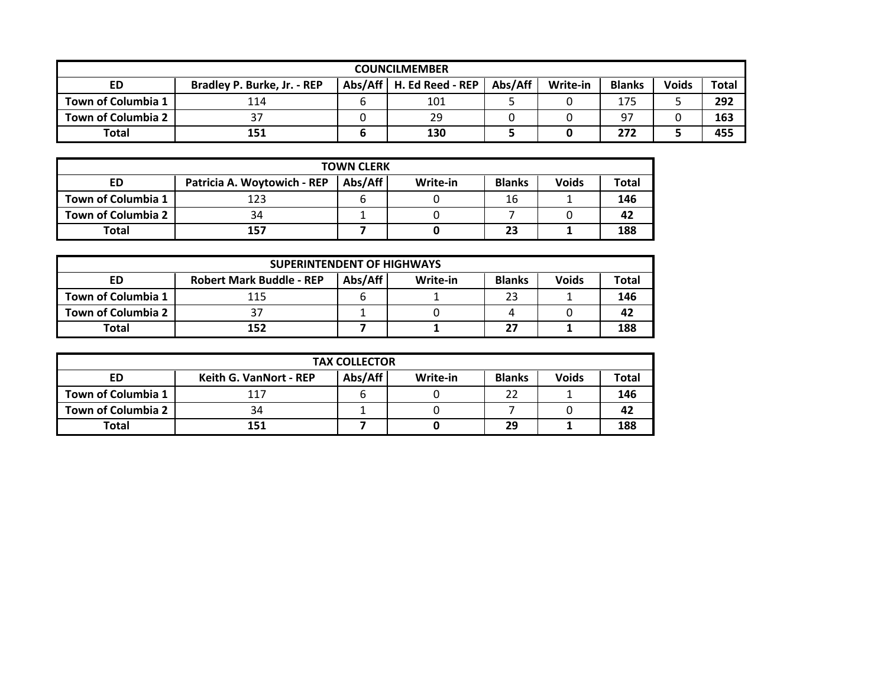| COUNCILMEMBER | | | | | | | | |
|---|---|---|---|---|---|---|---|---|
| ED | Bradley P. Burke, Jr. - REP | Abs/Aff | H. Ed Reed - REP | Abs/Aff | Write-in | Blanks | Voids | Total |
| Town of Columbia 1 | 114 | 6 | 101 | 5 | 0 | 175 | 5 | 292 |
| Town of Columbia 2 | 37 | 0 | 29 | 0 | 0 | 97 | 0 | 163 |
| Total | 151 | 6 | 130 | 5 | 0 | 272 | 5 | 455 |

| TOWN CLERK | | | | | | |
|---|---|---|---|---|---|---|
| ED | Patricia A. Woytowich - REP | Abs/Aff | Write-in | Blanks | Voids | Total |
| Town of Columbia 1 | 123 | 6 | 0 | 16 | 1 | 146 |
| Town of Columbia 2 | 34 | 1 | 0 | 7 | 0 | 42 |
| Total | 157 | 7 | 0 | 23 | 1 | 188 |

| SUPERINTENDENT OF HIGHWAYS | | | | | | |
|---|---|---|---|---|---|---|
| ED | Robert Mark Buddle - REP | Abs/Aff | Write-in | Blanks | Voids | Total |
| Town of Columbia 1 | 115 | 6 | 1 | 23 | 1 | 146 |
| Town of Columbia 2 | 37 | 1 | 0 | 4 | 0 | 42 |
| Total | 152 | 7 | 1 | 27 | 1 | 188 |

| TAX COLLECTOR | | | | | | |
|---|---|---|---|---|---|---|
| ED | Keith G. VanNort - REP | Abs/Aff | Write-in | Blanks | Voids | Total |
| Town of Columbia 1 | 117 | 6 | 0 | 22 | 1 | 146 |
| Town of Columbia 2 | 34 | 1 | 0 | 7 | 0 | 42 |
| Total | 151 | 7 | 0 | 29 | 1 | 188 |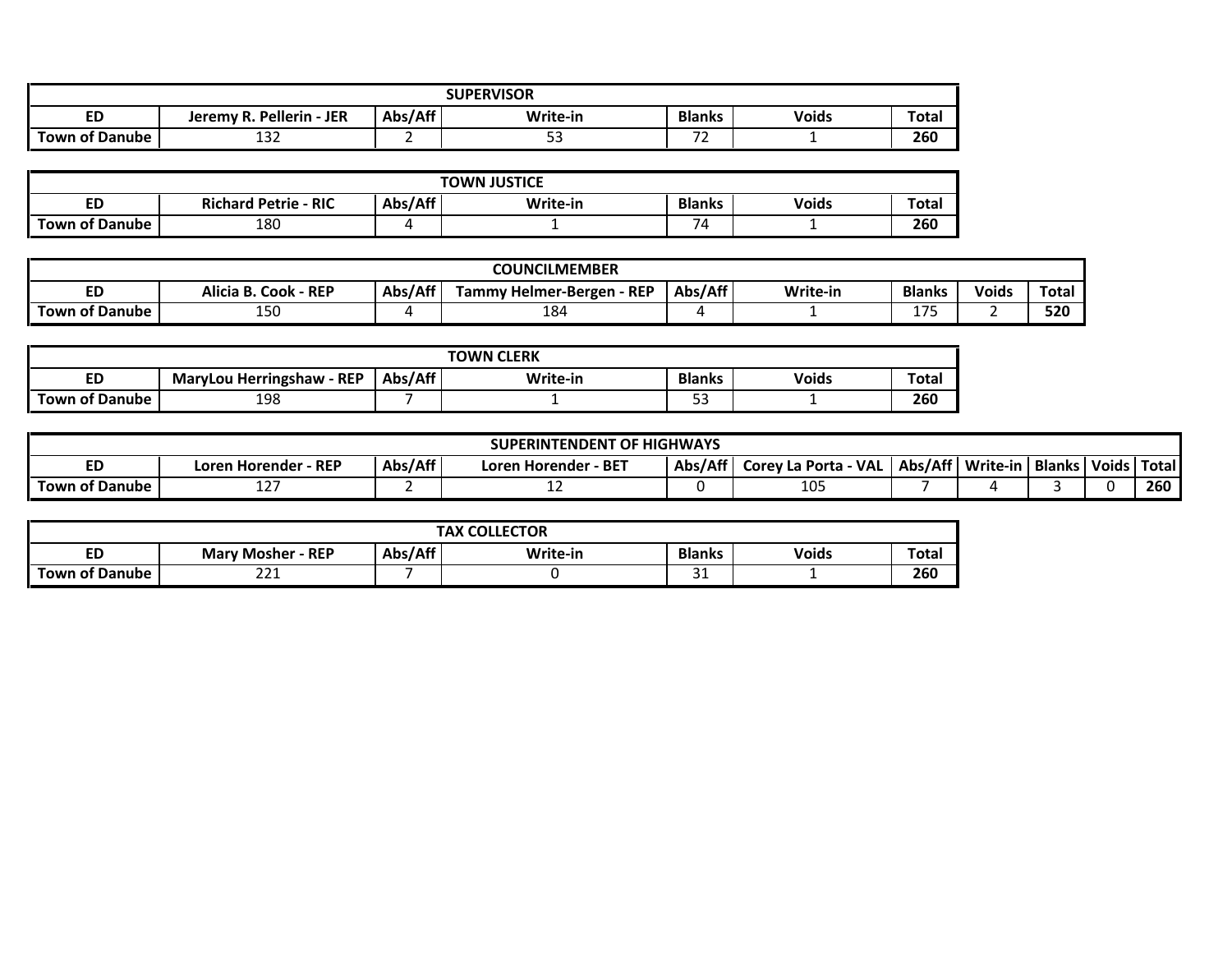| SUPERVISOR | | | | | | |
|---|---|---|---|---|---|---|
| ED | Jeremy R. Pellerin - JER | Abs/Aff | Write-in | Blanks | Voids | Total |
| Town of Danube | 132 | 2 | 53 | 72 | 1 | 260 |

| TOWN JUSTICE | | | | | | |
|---|---|---|---|---|---|---|
| ED | Richard Petrie - RIC | Abs/Aff | Write-in | Blanks | Voids | Total |
| Town of Danube | 180 | 4 | 1 | 74 | 1 | 260 |

| COUNCILMEMBER | | | | | | | | |
|---|---|---|---|---|---|---|---|---|
| ED | Alicia B. Cook - REP | Abs/Aff | Tammy Helmer-Bergen - REP | Abs/Aff | Write-in | Blanks | Voids | Total |
| Town of Danube | 150 | 4 | 184 | 4 | 1 | 175 | 2 | 520 |

| TOWN CLERK | | | | | | |
|---|---|---|---|---|---|---|
| ED | MaryLou Herringshaw - REP | Abs/Aff | Write-in | Blanks | Voids | Total |
| Town of Danube | 198 | 7 | 1 | 53 | 1 | 260 |

| SUPERINTENDENT OF HIGHWAYS | | | | | | | | | | |
|---|---|---|---|---|---|---|---|---|---|---|
| ED | Loren Horender - REP | Abs/Aff | Loren Horender - BET | Abs/Aff | Corey La Porta - VAL | Abs/Aff | Write-in | Blanks | Voids | Total |
| Town of Danube | 127 | 2 | 12 | 0 | 105 | 7 | 4 | 3 | 0 | 260 |

| TAX COLLECTOR | | | | | | |
|---|---|---|---|---|---|---|
| ED | Mary Mosher - REP | Abs/Aff | Write-in | Blanks | Voids | Total |
| Town of Danube | 221 | 7 | 0 | 31 | 1 | 260 |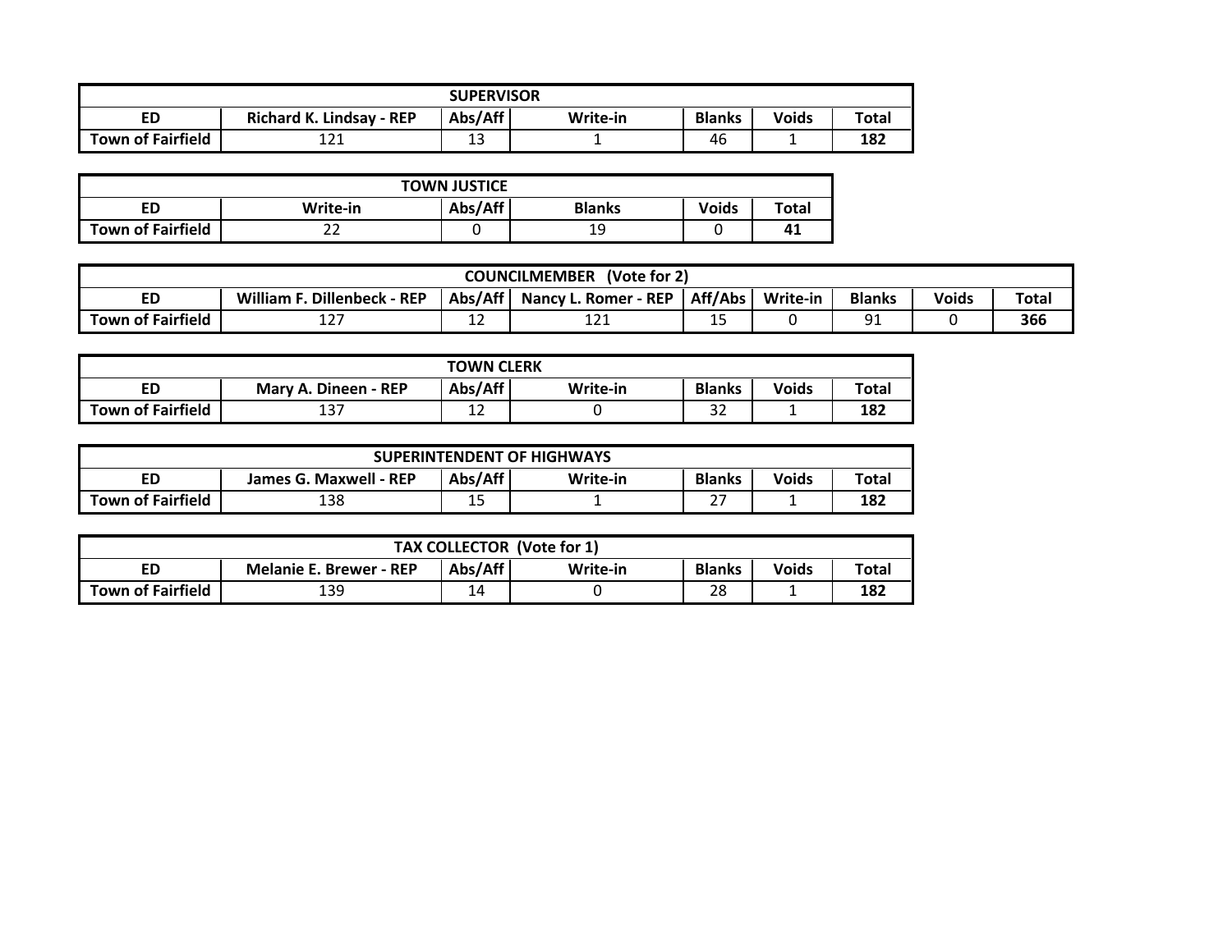| SUPERVISOR | | | | | | |
|---|---|---|---|---|---|---|
| ED | Richard K. Lindsay - REP | Abs/Aff | Write-in | Blanks | Voids | Total |
| Town of Fairfield | 121 | 13 | 1 | 46 | 1 | **182** |

| TOWN JUSTICE | | | | | |
|---|---|---|---|---|---|
| ED | Write-in | Abs/Aff | Blanks | Voids | Total |
| Town of Fairfield | 22 | 0 | 19 | 0 | **41** |

| COUNCILMEMBER (Vote for 2) | | | | | | | | | |
|---|---|---|---|---|---|---|---|---|---|
| ED | William F. Dillenbeck - REP | Abs/Aff | Nancy L. Romer - REP | Aff/Abs | Write-in | Blanks | Voids | Total |
| Town of Fairfield | 127 | 12 | 121 | 15 | 0 | 91 | 0 | **366** |

| TOWN CLERK | | | | | | |
|---|---|---|---|---|---|---|
| ED | Mary A. Dineen - REP | Abs/Aff | Write-in | Blanks | Voids | Total |
| Town of Fairfield | 137 | 12 | 0 | 32 | 1 | **182** |

| SUPERINTENDENT OF HIGHWAYS | | | | | | |
|---|---|---|---|---|---|---|
| ED | James G. Maxwell - REP | Abs/Aff | Write-in | Blanks | Voids | Total |
| Town of Fairfield | 138 | 15 | 1 | 27 | 1 | **182** |

| TAX COLLECTOR (Vote for 1) | | | | | | |
|---|---|---|---|---|---|---|
| ED | Melanie E. Brewer - REP | Abs/Aff | Write-in | Blanks | Voids | Total |
| Town of Fairfield | 139 | 14 | 0 | 28 | 1 | **182** |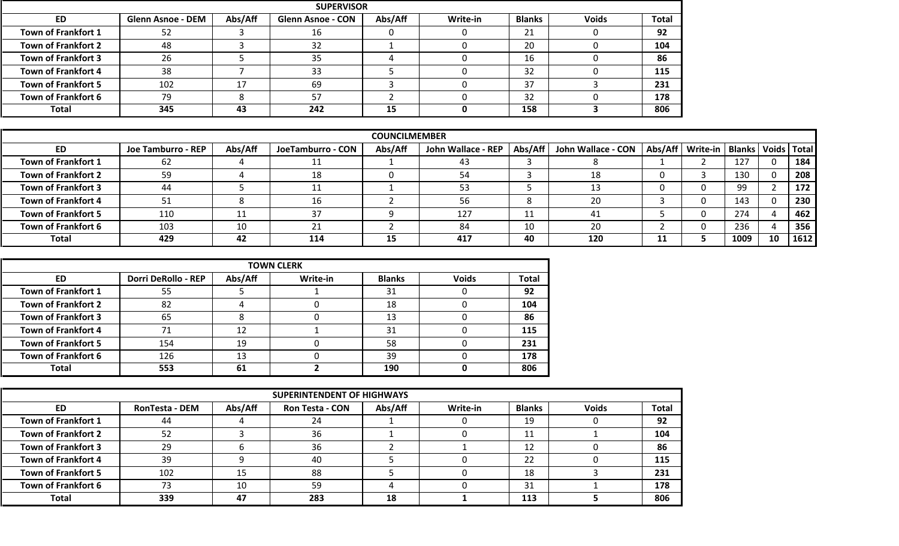| SUPERVISOR | | | | | | | | |
|---|---|---|---|---|---|---|---|---|
| **ED** | **Glenn Asnoe - DEM** | **Abs/Aff** | **Glenn Asnoe - CON** | **Abs/Aff** | **Write-in** | **Blanks** | **Voids** | **Total** |
| **Town of Frankfort 1** | 52 | 3 | 16 | 0 | 0 | 21 | 0 | **92** |
| **Town of Frankfort 2** | 48 | 3 | 32 | 1 | 0 | 20 | 0 | **104** |
| **Town of Frankfort 3** | 26 | 5 | 35 | 4 | 0 | 16 | 0 | **86** |
| **Town of Frankfort 4** | 38 | 7 | 33 | 5 | 0 | 32 | 0 | **115** |
| **Town of Frankfort 5** | 102 | 17 | 69 | 3 | 0 | 37 | 3 | **231** |
| **Town of Frankfort 6** | 79 | 8 | 57 | 2 | 0 | 32 | 0 | **178** |
| **Total** | **345** | **43** | **242** | **15** | **0** | **158** | **3** | **806** |

| COUNCILMEMBER | | | | | | | | | | | | |
|---|---|---|---|---|---|---|---|---|---|---|---|---|
| **ED** | **Joe Tamburro - REP** | **Abs/Aff** | **JoeTamburro - CON** | **Abs/Aff** | **John Wallace - REP** | **Abs/Aff** | **John Wallace - CON** | **Abs/Aff** | **Write-in** | **Blanks** | **Voids** | **Total** |
| **Town of Frankfort 1** | 62 | 4 | 11 | 1 | 43 | 3 | 8 | 1 | 2 | 127 | 0 | **184** |
| **Town of Frankfort 2** | 59 | 4 | 18 | 0 | 54 | 3 | 18 | 0 | 3 | 130 | 0 | **208** |
| **Town of Frankfort 3** | 44 | 5 | 11 | 1 | 53 | 5 | 13 | 0 | 0 | 99 | 2 | **172** |
| **Town of Frankfort 4** | 51 | 8 | 16 | 2 | 56 | 8 | 20 | 3 | 0 | 143 | 0 | **230** |
| **Town of Frankfort 5** | 110 | 11 | 37 | 9 | 127 | 11 | 41 | 5 | 0 | 274 | 4 | **462** |
| **Town of Frankfort 6** | 103 | 10 | 21 | 2 | 84 | 10 | 20 | 2 | 0 | 236 | 4 | **356** |
| **Total** | **429** | **42** | **114** | **15** | **417** | **40** | **120** | **11** | **5** | **1009** | **10** | **1612** |

| TOWN CLERK | | | | | | |
|---|---|---|---|---|---|---|
| **ED** | **Dorri DeRollo - REP** | **Abs/Aff** | **Write-in** | **Blanks** | **Voids** | **Total** |
| **Town of Frankfort 1** | 55 | 5 | 1 | 31 | 0 | **92** |
| **Town of Frankfort 2** | 82 | 4 | 0 | 18 | 0 | **104** |
| **Town of Frankfort 3** | 65 | 8 | 0 | 13 | 0 | **86** |
| **Town of Frankfort 4** | 71 | 12 | 1 | 31 | 0 | **115** |
| **Town of Frankfort 5** | 154 | 19 | 0 | 58 | 0 | **231** |
| **Town of Frankfort 6** | 126 | 13 | 0 | 39 | 0 | **178** |
| **Total** | **553** | **61** | **2** | **190** | **0** | **806** |

| SUPERINTENDENT OF HIGHWAYS | | | | | | | | |
|---|---|---|---|---|---|---|---|---|
| **ED** | **RonTesta - DEM** | **Abs/Aff** | **Ron Testa - CON** | **Abs/Aff** | **Write-in** | **Blanks** | **Voids** | **Total** |
| **Town of Frankfort 1** | 44 | 4 | 24 | 1 | 0 | 19 | 0 | **92** |
| **Town of Frankfort 2** | 52 | 3 | 36 | 1 | 0 | 11 | 1 | **104** |
| **Town of Frankfort 3** | 29 | 6 | 36 | 2 | 1 | 12 | 0 | **86** |
| **Town of Frankfort 4** | 39 | 9 | 40 | 5 | 0 | 22 | 0 | **115** |
| **Town of Frankfort 5** | 102 | 15 | 88 | 5 | 0 | 18 | 3 | **231** |
| **Town of Frankfort 6** | 73 | 10 | 59 | 4 | 0 | 31 | 1 | **178** |
| **Total** | **339** | **47** | **283** | **18** | **1** | **113** | **5** | **806** |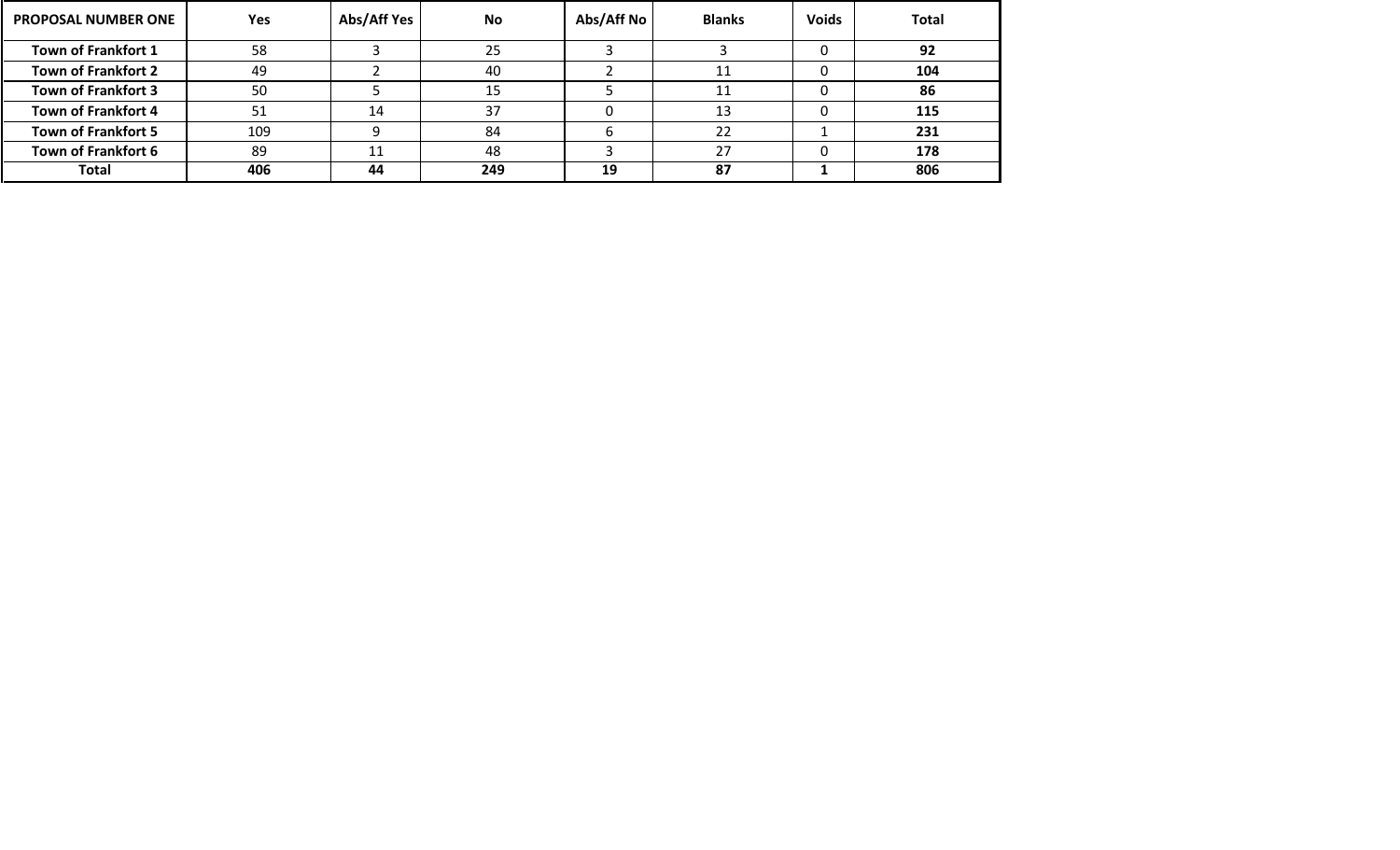| PROPOSAL NUMBER ONE | Yes | Abs/Aff Yes | No | Abs/Aff No | Blanks | Voids | Total |
|---|---|---|---|---|---|---|---|
| **Town of Frankfort 1** | 58 | 3 | 25 | 3 | 3 | 0 | **92** |
| **Town of Frankfort 2** | 49 | 2 | 40 | 2 | 11 | 0 | **104** |
| **Town of Frankfort 3** | 50 | 5 | 15 | 5 | 11 | 0 | **86** |
| **Town of Frankfort 4** | 51 | 14 | 37 | 0 | 13 | 0 | **115** |
| **Town of Frankfort 5** | 109 | 9 | 84 | 6 | 22 | 1 | **231** |
| **Town of Frankfort 6** | 89 | 11 | 48 | 3 | 27 | 0 | **178** |
| **Total** | **406** | **44** | **249** | **19** | **87** | **1** | **806** |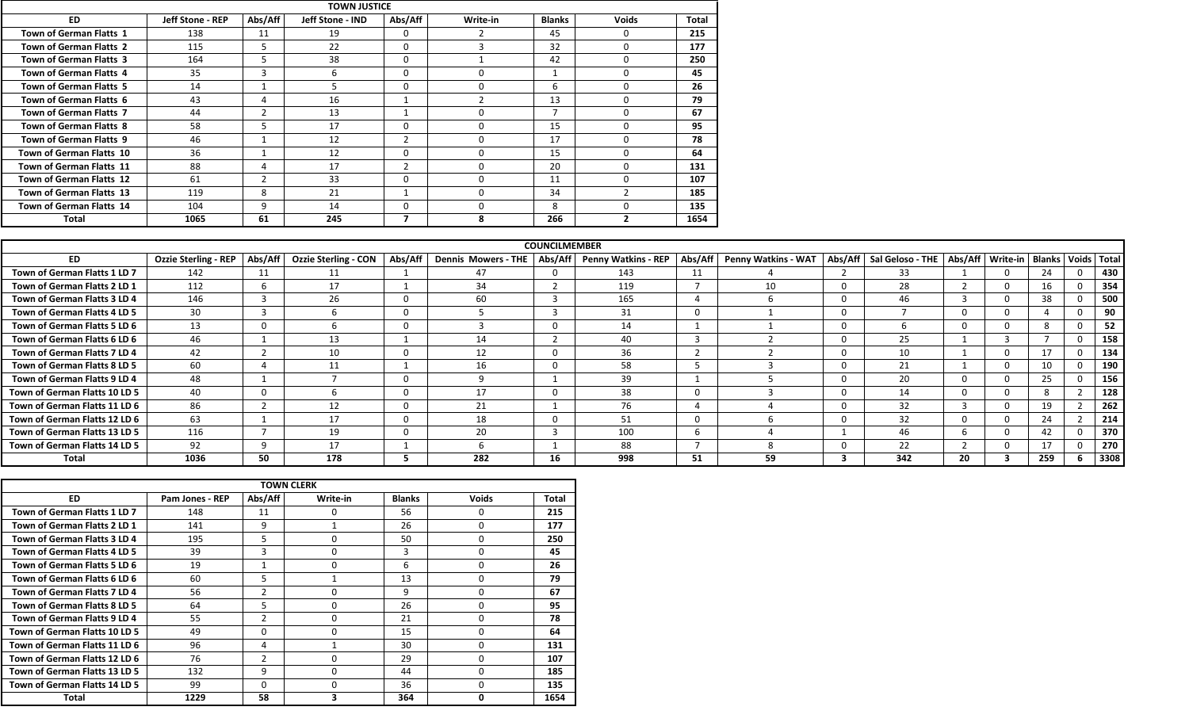## TOWN JUSTICE

| ED | Jeff Stone - REP | Abs/Aff | Jeff Stone - IND | Abs/Aff | Write-in | Blanks | Voids | Total |
|---|---|---|---|---|---|---|---|---|
| Town of German Flatts 1 | 138 | 11 | 19 | 0 | 2 | 45 | 0 | **215** |
| Town of German Flatts 2 | 115 | 5 | 22 | 0 | 3 | 32 | 0 | **177** |
| Town of German Flatts 3 | 164 | 5 | 38 | 0 | 1 | 42 | 0 | **250** |
| Town of German Flatts 4 | 35 | 3 | 6 | 0 | 0 | 1 | 0 | **45** |
| Town of German Flatts 5 | 14 | 1 | 5 | 0 | 0 | 6 | 0 | **26** |
| Town of German Flatts 6 | 43 | 4 | 16 | 1 | 2 | 13 | 0 | **79** |
| Town of German Flatts 7 | 44 | 2 | 13 | 1 | 0 | 7 | 0 | **67** |
| Town of German Flatts 8 | 58 | 5 | 17 | 0 | 0 | 15 | 0 | **95** |
| Town of German Flatts 9 | 46 | 1 | 12 | 2 | 0 | 17 | 0 | **78** |
| Town of German Flatts 10 | 36 | 1 | 12 | 0 | 0 | 15 | 0 | **64** |
| Town of German Flatts 11 | 88 | 4 | 17 | 2 | 0 | 20 | 0 | **131** |
| Town of German Flatts 12 | 61 | 2 | 33 | 0 | 0 | 11 | 0 | **107** |
| Town of German Flatts 13 | 119 | 8 | 21 | 1 | 0 | 34 | 2 | **185** |
| Town of German Flatts 14 | 104 | 9 | 14 | 0 | 0 | 8 | 0 | **135** |
| **Total** | **1065** | **61** | **245** | **7** | **8** | **266** | **2** | **1654** |

## COUNCILMEMBER

| ED | Ozzie Sterling - REP | Abs/Aff | Ozzie Sterling - CON | Abs/Aff | Dennis Mowers - THE | Abs/Aff | Penny Watkins - REP | Abs/Aff | Penny Watkins - WAT | Abs/Aff | Sal Geloso - THE | Abs/Aff | Write-in | Blanks | Voids | Total |
|---|---|---|---|---|---|---|---|---|---|---|---|---|---|---|---|---|
| Town of German Flatts 1 LD 7 | 142 | 11 | 11 | 1 | 47 | 0 | 143 | 11 | 4 | 2 | 33 | 1 | 0 | 24 | 0 | **430** |
| Town of German Flatts 2 LD 1 | 112 | 6 | 17 | 1 | 34 | 2 | 119 | 7 | 10 | 0 | 28 | 2 | 0 | 16 | 0 | **354** |
| Town of German Flatts 3 LD 4 | 146 | 3 | 26 | 0 | 60 | 3 | 165 | 4 | 6 | 0 | 46 | 3 | 0 | 38 | 0 | **500** |
| Town of German Flatts 4 LD 5 | 30 | 3 | 6 | 0 | 5 | 3 | 31 | 0 | 1 | 0 | 7 | 0 | 0 | 4 | 0 | **90** |
| Town of German Flatts 5 LD 6 | 13 | 0 | 6 | 0 | 3 | 0 | 14 | 1 | 1 | 0 | 6 | 0 | 0 | 8 | 0 | **52** |
| Town of German Flatts 6 LD 6 | 46 | 1 | 13 | 1 | 14 | 2 | 40 | 3 | 2 | 0 | 25 | 1 | 3 | 7 | 0 | **158** |
| Town of German Flatts 7 LD 4 | 42 | 2 | 10 | 0 | 12 | 0 | 36 | 2 | 2 | 0 | 10 | 1 | 0 | 17 | 0 | **134** |
| Town of German Flatts 8 LD 5 | 60 | 4 | 11 | 1 | 16 | 0 | 58 | 5 | 3 | 0 | 21 | 1 | 0 | 10 | 0 | **190** |
| Town of German Flatts 9 LD 4 | 48 | 1 | 7 | 0 | 9 | 1 | 39 | 1 | 5 | 0 | 20 | 0 | 0 | 25 | 0 | **156** |
| Town of German Flatts 10 LD 5 | 40 | 0 | 6 | 0 | 17 | 0 | 38 | 0 | 3 | 0 | 14 | 0 | 0 | 8 | 2 | **128** |
| Town of German Flatts 11 LD 6 | 86 | 2 | 12 | 0 | 21 | 1 | 76 | 4 | 4 | 0 | 32 | 3 | 0 | 19 | 2 | **262** |
| Town of German Flatts 12 LD 6 | 63 | 1 | 17 | 0 | 18 | 0 | 51 | 0 | 6 | 0 | 32 | 0 | 0 | 24 | 2 | **214** |
| Town of German Flatts 13 LD 5 | 116 | 7 | 19 | 0 | 20 | 3 | 100 | 6 | 4 | 1 | 46 | 6 | 0 | 42 | 0 | **370** |
| Town of German Flatts 14 LD 5 | 92 | 9 | 17 | 1 | 6 | 1 | 88 | 7 | 8 | 0 | 22 | 2 | 0 | 17 | 0 | **270** |
| **Total** | **1036** | **50** | **178** | **5** | **282** | **16** | **998** | **51** | **59** | **3** | **342** | **20** | **3** | **259** | **6** | **3308** |

## TOWN CLERK

| ED | Pam Jones - REP | Abs/Aff | Write-in | Blanks | Voids | Total |
|---|---|---|---|---|---|---|
| Town of German Flatts 1 LD 7 | 148 | 11 | 0 | 56 | 0 | **215** |
| Town of German Flatts 2 LD 1 | 141 | 9 | 1 | 26 | 0 | **177** |
| Town of German Flatts 3 LD 4 | 195 | 5 | 0 | 50 | 0 | **250** |
| Town of German Flatts 4 LD 5 | 39 | 3 | 0 | 3 | 0 | **45** |
| Town of German Flatts 5 LD 6 | 19 | 1 | 0 | 6 | 0 | **26** |
| Town of German Flatts 6 LD 6 | 60 | 5 | 1 | 13 | 0 | **79** |
| Town of German Flatts 7 LD 4 | 56 | 2 | 0 | 9 | 0 | **67** |
| Town of German Flatts 8 LD 5 | 64 | 5 | 0 | 26 | 0 | **95** |
| Town of German Flatts 9 LD 4 | 55 | 2 | 0 | 21 | 0 | **78** |
| Town of German Flatts 10 LD 5 | 49 | 0 | 0 | 15 | 0 | **64** |
| Town of German Flatts 11 LD 6 | 96 | 4 | 1 | 30 | 0 | **131** |
| Town of German Flatts 12 LD 6 | 76 | 2 | 0 | 29 | 0 | **107** |
| Town of German Flatts 13 LD 5 | 132 | 9 | 0 | 44 | 0 | **185** |
| Town of German Flatts 14 LD 5 | 99 | 0 | 0 | 36 | 0 | **135** |
| **Total** | **1229** | **58** | **3** | **364** | **0** | **1654** |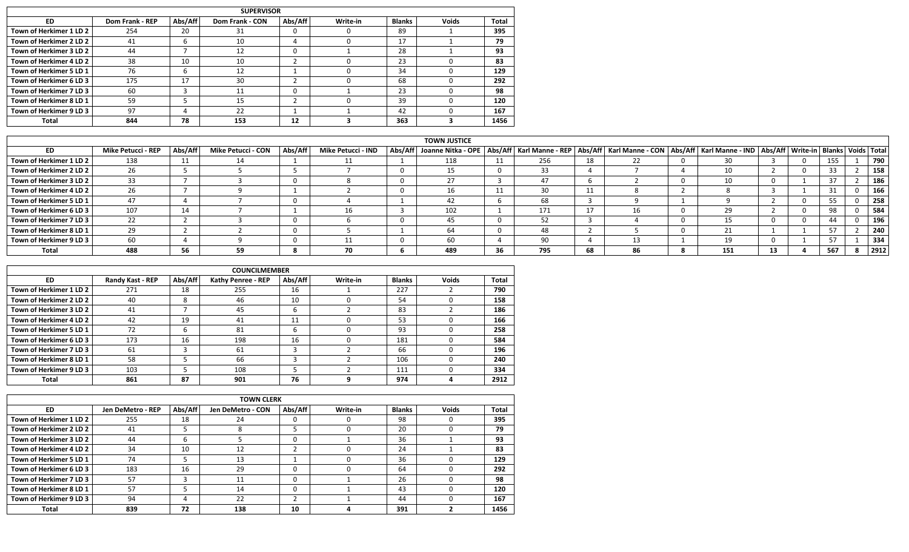| SUPERVISOR | | | | | | | | |
|---|---|---|---|---|---|---|---|---|
| **ED** | **Dom Frank - REP** | **Abs/Aff** | **Dom Frank - CON** | **Abs/Aff** | **Write-in** | **Blanks** | **Voids** | **Total** |
| **Town of Herkimer 1 LD 2** | 254 | 20 | 31 | 0 | 0 | 89 | 1 | **395** |
| **Town of Herkimer 2 LD 2** | 41 | 6 | 10 | 4 | 0 | 17 | 1 | **79** |
| **Town of Herkimer 3 LD 2** | 44 | 7 | 12 | 0 | 1 | 28 | 1 | **93** |
| **Town of Herkimer 4 LD 2** | 38 | 10 | 10 | 2 | 0 | 23 | 0 | **83** |
| **Town of Herkimer 5 LD 1** | 76 | 6 | 12 | 1 | 0 | 34 | 0 | **129** |
| **Town of Herkimer 6 LD 3** | 175 | 17 | 30 | 2 | 0 | 68 | 0 | **292** |
| **Town of Herkimer 7 LD 3** | 60 | 3 | 11 | 0 | 1 | 23 | 0 | **98** |
| **Town of Herkimer 8 LD 1** | 59 | 5 | 15 | 2 | 0 | 39 | 0 | **120** |
| **Town of Herkimer 9 LD 3** | 97 | 4 | 22 | 1 | 1 | 42 | 0 | **167** |
| **Total** | **844** | **78** | **153** | **12** | **3** | **363** | **3** | **1456** |

| TOWN JUSTICE | | | | | | | | | | | | | | | | | | | |
|---|---|---|---|---|---|---|---|---|---|---|---|---|---|---|---|---|---|---|---|
| **ED** | **Mike Petucci - REP** | **Abs/Aff** | **Mike Petucci - CON** | **Abs/Aff** | **Mike Petucci - IND** | **Abs/Aff** | **Joanne Nitka - OPE** | **Abs/Aff** | **Karl Manne - REP** | **Abs/Aff** | **Karl Manne - CON** | **Abs/Aff** | **Karl Manne - IND** | **Abs/Aff** | **Write-in** | **Blanks** | **Voids** | **Total** |
| **Town of Herkimer 1 LD 2** | 138 | 11 | 14 | 1 | 11 | 1 | 118 | 11 | 256 | 18 | 22 | 0 | 30 | 3 | 0 | 155 | 1 | **790** |
| **Town of Herkimer 2 LD 2** | 26 | 5 | 5 | 5 | 7 | 0 | 15 | 0 | 33 | 4 | 7 | 4 | 10 | 2 | 0 | 33 | 2 | **158** |
| **Town of Herkimer 3 LD 2** | 33 | 7 | 3 | 0 | 8 | 0 | 27 | 3 | 47 | 6 | 2 | 0 | 10 | 0 | 1 | 37 | 2 | **186** |
| **Town of Herkimer 4 LD 2** | 26 | 7 | 9 | 1 | 2 | 0 | 16 | 11 | 30 | 11 | 8 | 2 | 8 | 3 | 1 | 31 | 0 | **166** |
| **Town of Herkimer 5 LD 1** | 47 | 4 | 7 | 0 | 4 | 1 | 42 | 6 | 68 | 3 | 9 | 1 | 9 | 2 | 0 | 55 | 0 | **258** |
| **Town of Herkimer 6 LD 3** | 107 | 14 | 7 | 1 | 16 | 3 | 102 | 1 | 171 | 17 | 16 | 0 | 29 | 2 | 0 | 98 | 0 | **584** |
| **Town of Herkimer 7 LD 3** | 22 | 2 | 3 | 0 | 6 | 0 | 45 | 0 | 52 | 3 | 4 | 0 | 15 | 0 | 0 | 44 | 0 | **196** |
| **Town of Herkimer 8 LD 1** | 29 | 2 | 2 | 0 | 5 | 1 | 64 | 0 | 48 | 2 | 5 | 0 | 21 | 1 | 1 | 57 | 2 | **240** |
| **Town of Herkimer 9 LD 3** | 60 | 4 | 9 | 0 | 11 | 0 | 60 | 4 | 90 | 4 | 13 | 1 | 19 | 0 | 1 | 57 | 1 | **334** |
| **Total** | **488** | **56** | **59** | **8** | **70** | **6** | **489** | **36** | **795** | **68** | **86** | **8** | **151** | **13** | **4** | **567** | **8** | **2912** |

| COUNCILMEMBER | | | | | | | | |
|---|---|---|---|---|---|---|---|---|
| **ED** | **Randy Kast - REP** | **Abs/Aff** | **Kathy Penree - REP** | **Abs/Aff** | **Write-in** | **Blanks** | **Voids** | **Total** |
| **Town of Herkimer 1 LD 2** | 271 | 18 | 255 | 16 | 1 | 227 | 2 | **790** |
| **Town of Herkimer 2 LD 2** | 40 | 8 | 46 | 10 | 0 | 54 | 0 | **158** |
| **Town of Herkimer 3 LD 2** | 41 | 7 | 45 | 6 | 2 | 83 | 2 | **186** |
| **Town of Herkimer 4 LD 2** | 42 | 19 | 41 | 11 | 0 | 53 | 0 | **166** |
| **Town of Herkimer 5 LD 1** | 72 | 6 | 81 | 6 | 0 | 93 | 0 | **258** |
| **Town of Herkimer 6 LD 3** | 173 | 16 | 198 | 16 | 0 | 181 | 0 | **584** |
| **Town of Herkimer 7 LD 3** | 61 | 3 | 61 | 3 | 2 | 66 | 0 | **196** |
| **Town of Herkimer 8 LD 1** | 58 | 5 | 66 | 3 | 2 | 106 | 0 | **240** |
| **Town of Herkimer 9 LD 3** | 103 | 5 | 108 | 5 | 2 | 111 | 0 | **334** |
| **Total** | **861** | **87** | **901** | **76** | **9** | **974** | **4** | **2912** |

| TOWN CLERK | | | | | | | | |
|---|---|---|---|---|---|---|---|---|
| **ED** | **Jen DeMetro - REP** | **Abs/Aff** | **Jen DeMetro - CON** | **Abs/Aff** | **Write-in** | **Blanks** | **Voids** | **Total** |
| **Town of Herkimer 1 LD 2** | 255 | 18 | 24 | 0 | 0 | 98 | 0 | **395** |
| **Town of Herkimer 2 LD 2** | 41 | 5 | 8 | 5 | 0 | 20 | 0 | **79** |
| **Town of Herkimer 3 LD 2** | 44 | 6 | 5 | 0 | 1 | 36 | 1 | **93** |
| **Town of Herkimer 4 LD 2** | 34 | 10 | 12 | 2 | 0 | 24 | 1 | **83** |
| **Town of Herkimer 5 LD 1** | 74 | 5 | 13 | 1 | 0 | 36 | 0 | **129** |
| **Town of Herkimer 6 LD 3** | 183 | 16 | 29 | 0 | 0 | 64 | 0 | **292** |
| **Town of Herkimer 7 LD 3** | 57 | 3 | 11 | 0 | 1 | 26 | 0 | **98** |
| **Town of Herkimer 8 LD 1** | 57 | 5 | 14 | 0 | 1 | 43 | 0 | **120** |
| **Town of Herkimer 9 LD 3** | 94 | 4 | 22 | 2 | 1 | 44 | 0 | **167** |
| **Total** | **839** | **72** | **138** | **10** | **4** | **391** | **2** | **1456** |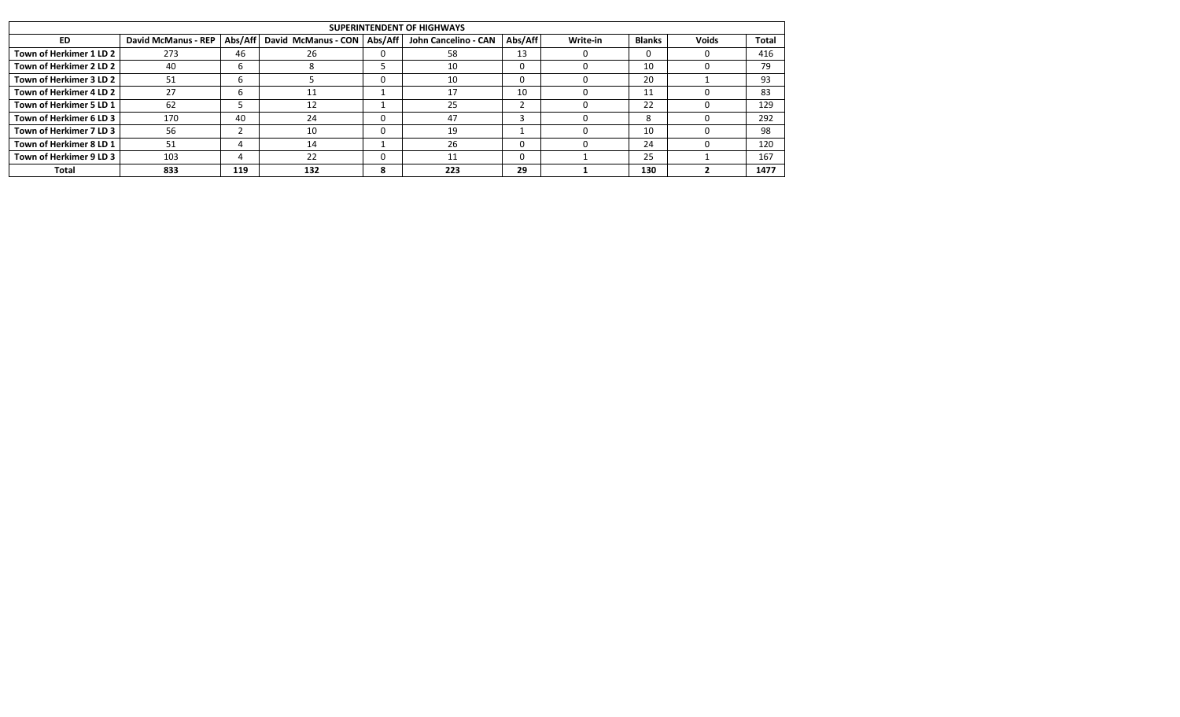| SUPERINTENDENT OF HIGHWAYS | | | | | | | | | | |
|---|---|---|---|---|---|---|---|---|---|---|
| **ED** | **David McManus - REP** | **Abs/Aff** | **David McManus - CON** | **Abs/Aff** | **John Cancelino - CAN** | **Abs/Aff** | **Write-in** | **Blanks** | **Voids** | **Total** |
| **Town of Herkimer 1 LD 2** | 273 | 46 | 26 | 0 | 58 | 13 | 0 | 0 | 0 | 416 |
| **Town of Herkimer 2 LD 2** | 40 | 6 | 8 | 5 | 10 | 0 | 0 | 10 | 0 | 79 |
| **Town of Herkimer 3 LD 2** | 51 | 6 | 5 | 0 | 10 | 0 | 0 | 20 | 1 | 93 |
| **Town of Herkimer 4 LD 2** | 27 | 6 | 11 | 1 | 17 | 10 | 0 | 11 | 0 | 83 |
| **Town of Herkimer 5 LD 1** | 62 | 5 | 12 | 1 | 25 | 2 | 0 | 22 | 0 | 129 |
| **Town of Herkimer 6 LD 3** | 170 | 40 | 24 | 0 | 47 | 3 | 0 | 8 | 0 | 292 |
| **Town of Herkimer 7 LD 3** | 56 | 2 | 10 | 0 | 19 | 1 | 0 | 10 | 0 | 98 |
| **Town of Herkimer 8 LD 1** | 51 | 4 | 14 | 1 | 26 | 0 | 0 | 24 | 0 | 120 |
| **Town of Herkimer 9 LD 3** | 103 | 4 | 22 | 0 | 11 | 0 | 1 | 25 | 1 | 167 |
| **Total** | **833** | **119** | **132** | **8** | **223** | **29** | **1** | **130** | **2** | **1477** |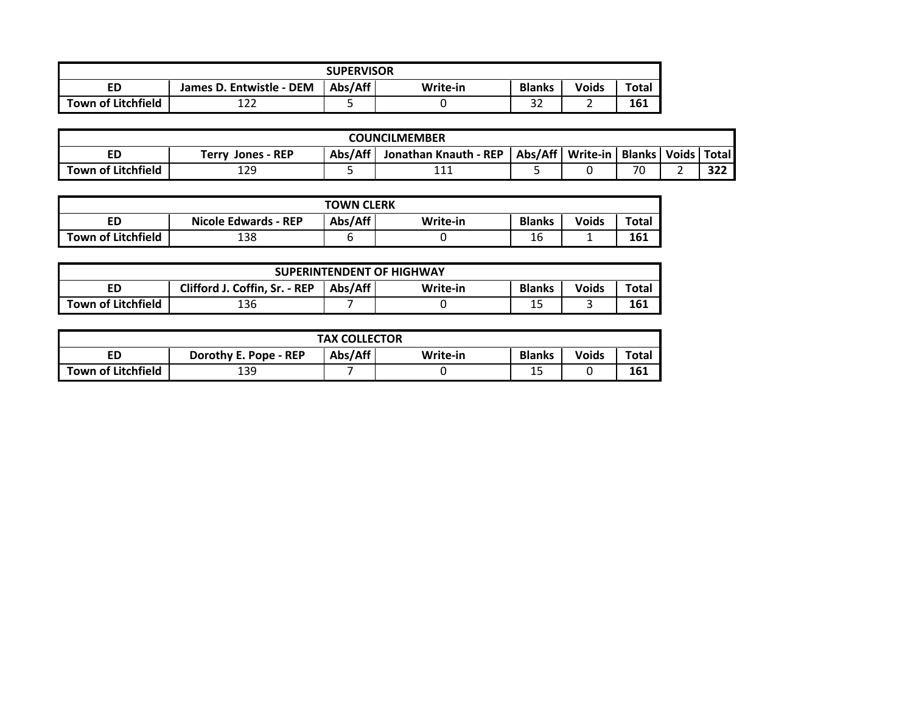| SUPERVISOR | | | | | | |
|---|---|---|---|---|---|---|
| ED | James D. Entwistle - DEM | Abs/Aff | Write-in | Blanks | Voids | Total |
| Town of Litchfield | 122 | 5 | 0 | 32 | 2 | **161** |

| COUNCILMEMBER | | | | | | | | |
|---|---|---|---|---|---|---|---|---|
| ED | Terry Jones - REP | Abs/Aff | Jonathan Knauth - REP | Abs/Aff | Write-in | Blanks | Voids | Total |
| Town of Litchfield | 129 | 5 | 111 | 5 | 0 | 70 | 2 | **322** |

| TOWN CLERK | | | | | | |
|---|---|---|---|---|---|---|
| ED | Nicole Edwards - REP | Abs/Aff | Write-in | Blanks | Voids | Total |
| Town of Litchfield | 138 | 6 | 0 | 16 | 1 | **161** |

| SUPERINTENDENT OF HIGHWAY | | | | | | |
|---|---|---|---|---|---|---|
| ED | Clifford J. Coffin, Sr. - REP | Abs/Aff | Write-in | Blanks | Voids | Total |
| Town of Litchfield | 136 | 7 | 0 | 15 | 3 | **161** |

| TAX COLLECTOR | | | | | | |
|---|---|---|---|---|---|---|
| ED | Dorothy E. Pope - REP | Abs/Aff | Write-in | Blanks | Voids | Total |
| Town of Litchfield | 139 | 7 | 0 | 15 | 0 | **161** |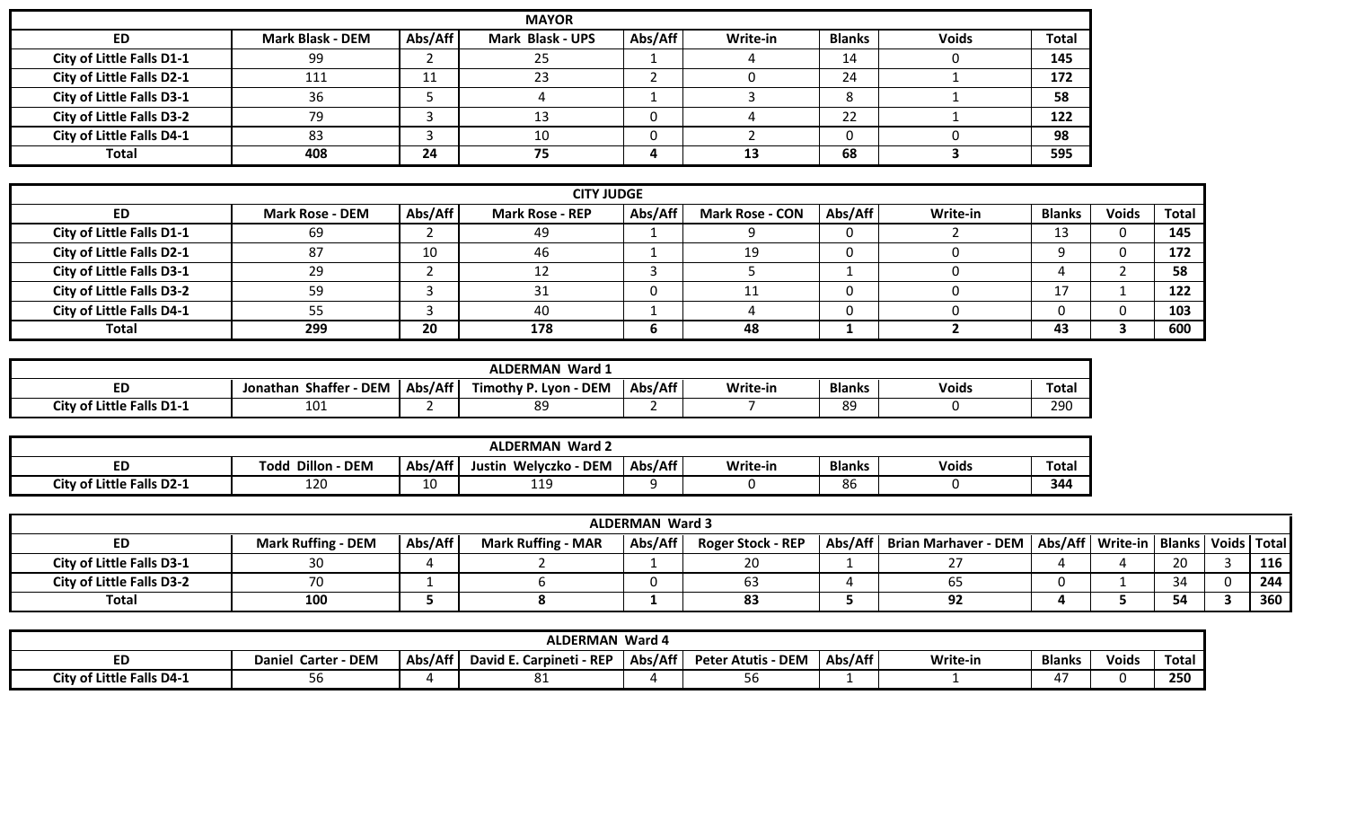| MAYOR | | | | | | | | |
|---|---|---|---|---|---|---|---|---|
| ED | Mark Blask - DEM | Abs/Aff | Mark Blask - UPS | Abs/Aff | Write-in | Blanks | Voids | Total |
| City of Little Falls D1-1 | 99 | 2 | 25 | 1 | 4 | 14 | 0 | **145** |
| City of Little Falls D2-1 | 111 | 11 | 23 | 2 | 0 | 24 | 1 | **172** |
| City of Little Falls D3-1 | 36 | 5 | 4 | 1 | 3 | 8 | 1 | **58** |
| City of Little Falls D3-2 | 79 | 3 | 13 | 0 | 4 | 22 | 1 | **122** |
| City of Little Falls D4-1 | 83 | 3 | 10 | 0 | 2 | 0 | 0 | **98** |
| **Total** | **408** | **24** | **75** | **4** | **13** | **68** | **3** | **595** |

| CITY JUDGE | | | | | | | | | | |
|---|---|---|---|---|---|---|---|---|---|---|
| ED | Mark Rose - DEM | Abs/Aff | Mark Rose - REP | Abs/Aff | Mark Rose - CON | Abs/Aff | Write-in | Blanks | Voids | Total |
| City of Little Falls D1-1 | 69 | 2 | 49 | 1 | 9 | 0 | 2 | 13 | 0 | **145** |
| City of Little Falls D2-1 | 87 | 10 | 46 | 1 | 19 | 0 | 0 | 9 | 0 | **172** |
| City of Little Falls D3-1 | 29 | 2 | 12 | 3 | 5 | 1 | 0 | 4 | 2 | **58** |
| City of Little Falls D3-2 | 59 | 3 | 31 | 0 | 11 | 0 | 0 | 17 | 1 | **122** |
| City of Little Falls D4-1 | 55 | 3 | 40 | 1 | 4 | 0 | 0 | 0 | 0 | **103** |
| **Total** | **299** | **20** | **178** | **6** | **48** | **1** | **2** | **43** | **3** | **600** |

| ALDERMAN Ward 1 | | | | | | | | |
|---|---|---|---|---|---|---|---|---|
| ED | Jonathan Shaffer - DEM | Abs/Aff | Timothy P. Lyon - DEM | Abs/Aff | Write-in | Blanks | Voids | Total |
| City of Little Falls D1-1 | 101 | 2 | 89 | 2 | 7 | 89 | 0 | 290 |

| ALDERMAN Ward 2 | | | | | | | | |
|---|---|---|---|---|---|---|---|---|
| ED | Todd Dillon - DEM | Abs/Aff | Justin Welyczko - DEM | Abs/Aff | Write-in | Blanks | Voids | Total |
| City of Little Falls D2-1 | 120 | 10 | 119 | 9 | 0 | 86 | 0 | **344** |

| ALDERMAN Ward 3 | | | | | | | | | | | | |
|---|---|---|---|---|---|---|---|---|---|---|---|---|
| ED | Mark Ruffing - DEM | Abs/Aff | Mark Ruffing - MAR | Abs/Aff | Roger Stock - REP | Abs/Aff | Brian Marhaver - DEM | Abs/Aff | Write-in | Blanks | Voids | Total |
| City of Little Falls D3-1 | 30 | 4 | 2 | 1 | 20 | 1 | 27 | 4 | 4 | 20 | 3 | **116** |
| City of Little Falls D3-2 | 70 | 1 | 6 | 0 | 63 | 4 | 65 | 0 | 1 | 34 | 0 | **244** |
| **Total** | **100** | **5** | **8** | **1** | **83** | **5** | **92** | **4** | **5** | **54** | **3** | **360** |

| ALDERMAN Ward 4 | | | | | | | | | | |
|---|---|---|---|---|---|---|---|---|---|---|
| ED | Daniel Carter - DEM | Abs/Aff | David E. Carpineti - REP | Abs/Aff | Peter Atutis - DEM | Abs/Aff | Write-in | Blanks | Voids | Total |
| City of Little Falls D4-1 | 56 | 4 | 81 | 4 | 56 | 1 | 1 | 47 | 0 | **250** |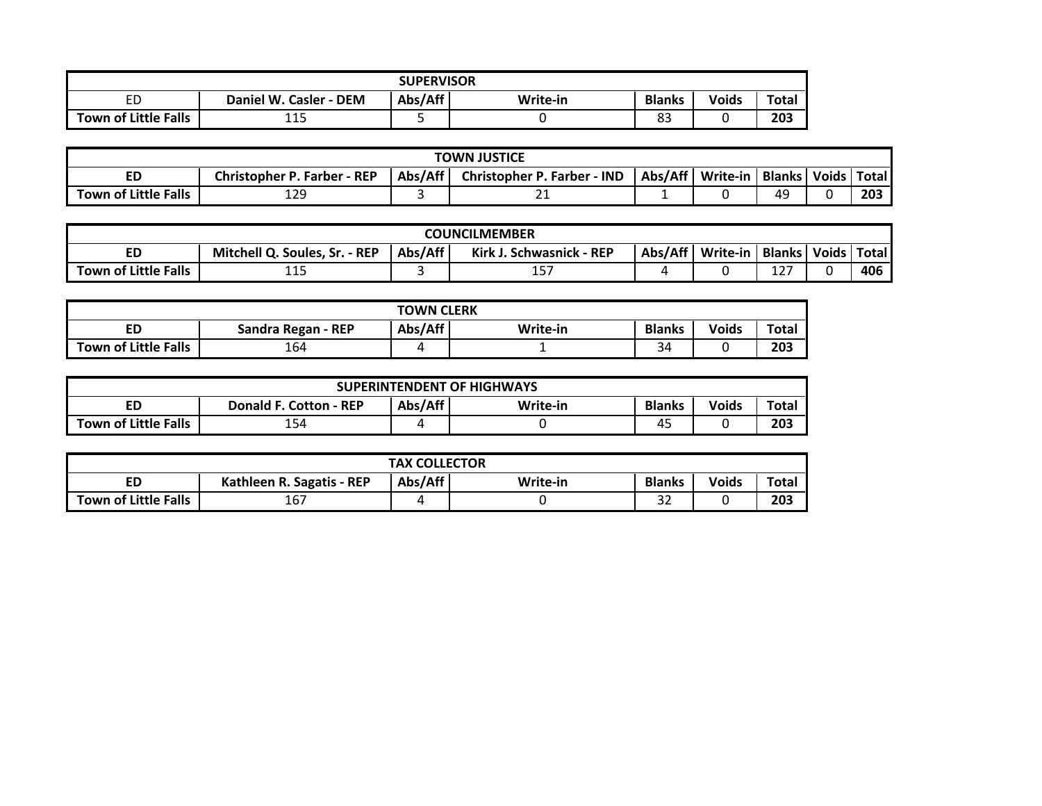| SUPERVISOR | | | | | | |
|---|---|---|---|---|---|---|
| ED | Daniel W. Casler - DEM | Abs/Aff | Write-in | Blanks | Voids | Total |
| Town of Little Falls | 115 | 5 | 0 | 83 | 0 | 203 |

| TOWN JUSTICE | | | | | | | | |
|---|---|---|---|---|---|---|---|---|
| ED | Christopher P. Farber - REP | Abs/Aff | Christopher P. Farber - IND | Abs/Aff | Write-in | Blanks | Voids | Total |
| Town of Little Falls | 129 | 3 | 21 | 1 | 0 | 49 | 0 | 203 |

| COUNCILMEMBER | | | | | | | | |
|---|---|---|---|---|---|---|---|---|
| ED | Mitchell Q. Soules, Sr. - REP | Abs/Aff | Kirk J. Schwasnick - REP | Abs/Aff | Write-in | Blanks | Voids | Total |
| Town of Little Falls | 115 | 3 | 157 | 4 | 0 | 127 | 0 | 406 |

| TOWN CLERK | | | | | | |
|---|---|---|---|---|---|---|
| ED | Sandra Regan - REP | Abs/Aff | Write-in | Blanks | Voids | Total |
| Town of Little Falls | 164 | 4 | 1 | 34 | 0 | 203 |

| SUPERINTENDENT OF HIGHWAYS | | | | | | |
|---|---|---|---|---|---|---|
| ED | Donald F. Cotton - REP | Abs/Aff | Write-in | Blanks | Voids | Total |
| Town of Little Falls | 154 | 4 | 0 | 45 | 0 | 203 |

| TAX COLLECTOR | | | | | | |
|---|---|---|---|---|---|---|
| ED | Kathleen R. Sagatis - REP | Abs/Aff | Write-in | Blanks | Voids | Total |
| Town of Little Falls | 167 | 4 | 0 | 32 | 0 | 203 |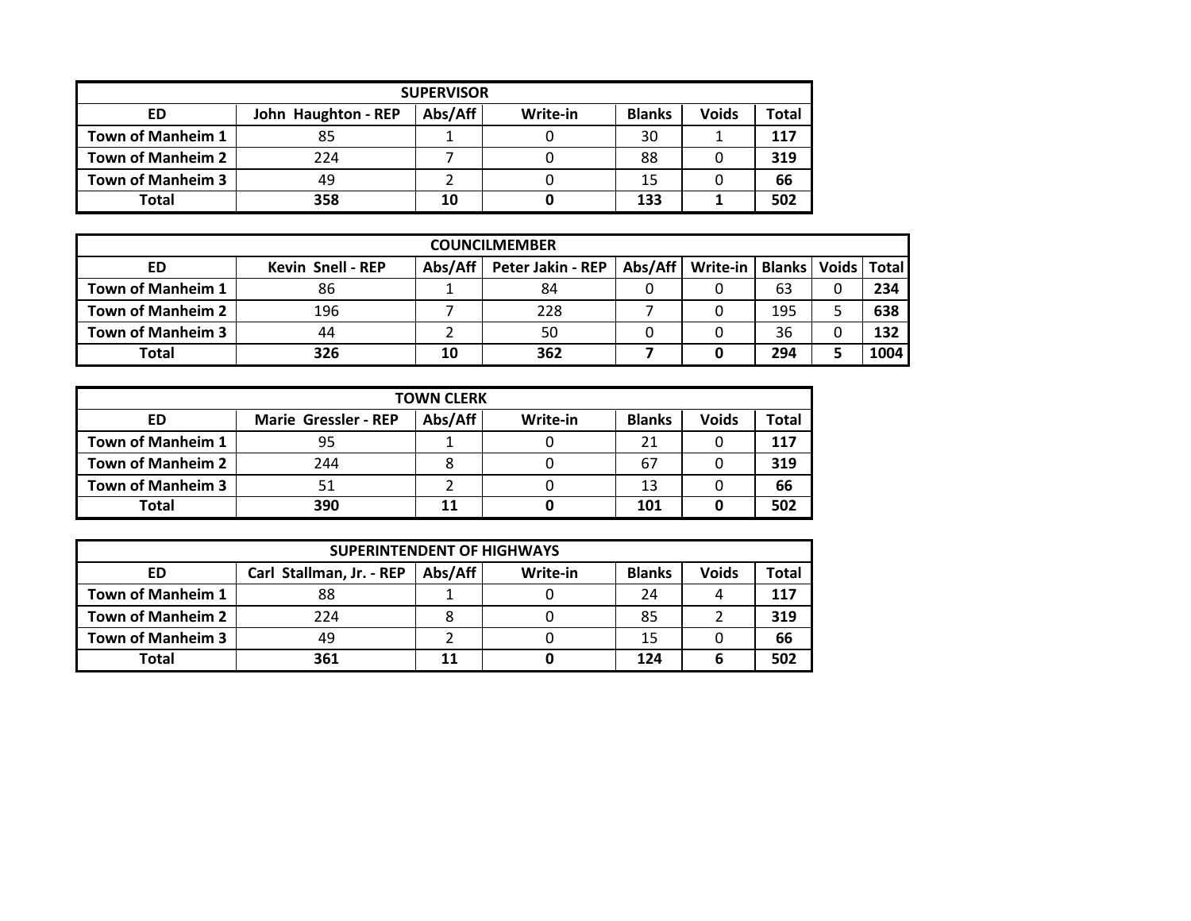| SUPERVISOR | | | | | | |
|---|---|---|---|---|---|---|
| **ED** | **John Haughton - REP** | **Abs/Aff** | **Write-in** | **Blanks** | **Voids** | **Total** |
| **Town of Manheim 1** | 85 | 1 | 0 | 30 | 1 | **117** |
| **Town of Manheim 2** | 224 | 7 | 0 | 88 | 0 | **319** |
| **Town of Manheim 3** | 49 | 2 | 0 | 15 | 0 | **66** |
| **Total** | **358** | **10** | **0** | **133** | **1** | **502** |

| COUNCILMEMBER | | | | | | | | |
|---|---|---|---|---|---|---|---|---|
| **ED** | **Kevin Snell - REP** | **Abs/Aff** | **Peter Jakin - REP** | **Abs/Aff** | **Write-in** | **Blanks** | **Voids** | **Total** |
| **Town of Manheim 1** | 86 | 1 | 84 | 0 | 0 | 63 | 0 | **234** |
| **Town of Manheim 2** | 196 | 7 | 228 | 7 | 0 | 195 | 5 | **638** |
| **Town of Manheim 3** | 44 | 2 | 50 | 0 | 0 | 36 | 0 | **132** |
| **Total** | **326** | **10** | **362** | **7** | **0** | **294** | **5** | **1004** |

| TOWN CLERK | | | | | | |
|---|---|---|---|---|---|---|
| **ED** | **Marie Gressler - REP** | **Abs/Aff** | **Write-in** | **Blanks** | **Voids** | **Total** |
| **Town of Manheim 1** | 95 | 1 | 0 | 21 | 0 | **117** |
| **Town of Manheim 2** | 244 | 8 | 0 | 67 | 0 | **319** |
| **Town of Manheim 3** | 51 | 2 | 0 | 13 | 0 | **66** |
| **Total** | **390** | **11** | **0** | **101** | **0** | **502** |

| SUPERINTENDENT OF HIGHWAYS | | | | | | |
|---|---|---|---|---|---|---|
| **ED** | **Carl Stallman, Jr. - REP** | **Abs/Aff** | **Write-in** | **Blanks** | **Voids** | **Total** |
| **Town of Manheim 1** | 88 | 1 | 0 | 24 | 4 | **117** |
| **Town of Manheim 2** | 224 | 8 | 0 | 85 | 2 | **319** |
| **Town of Manheim 3** | 49 | 2 | 0 | 15 | 0 | **66** |
| **Total** | **361** | **11** | **0** | **124** | **6** | **502** |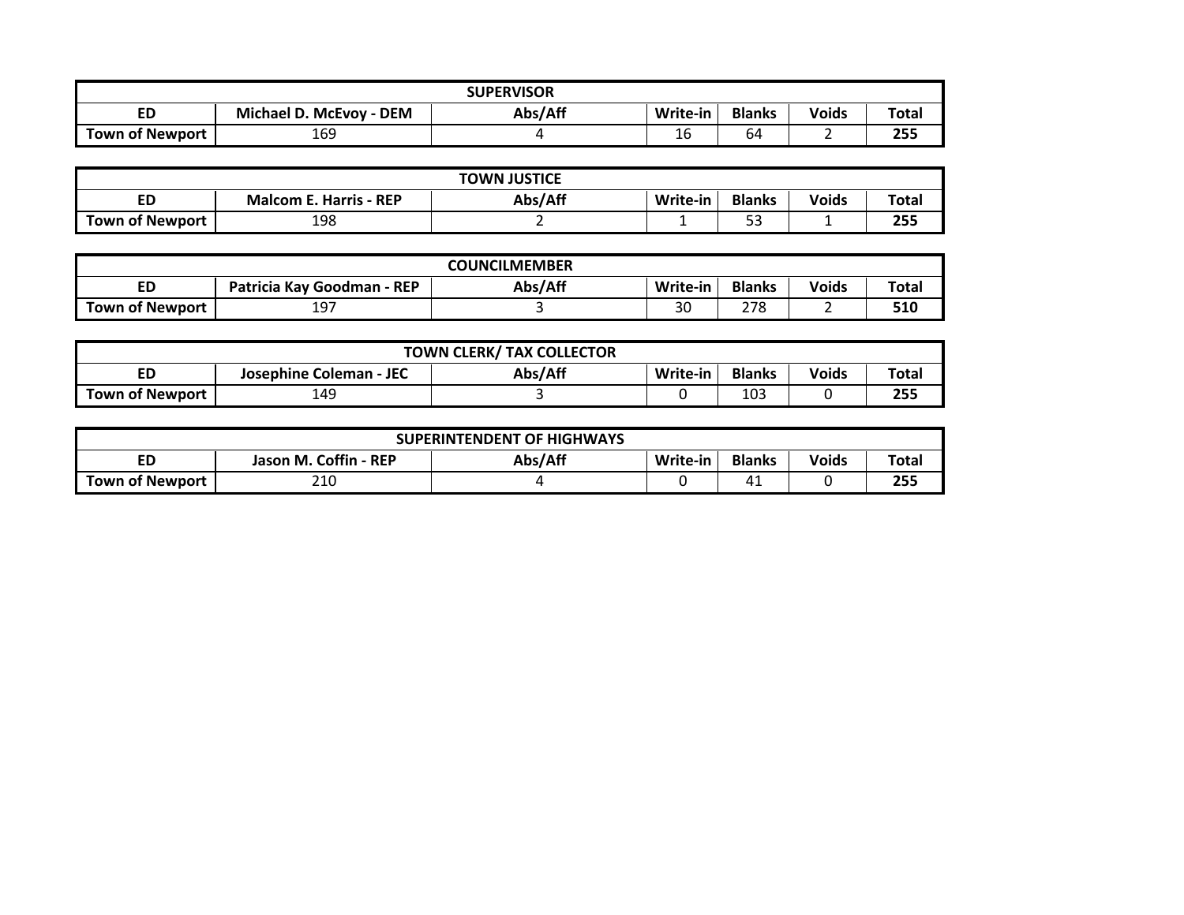| SUPERVISOR | | | | | | |
|---|---|---|---|---|---|---|
| ED | Michael D. McEvoy - DEM | Abs/Aff | Write-in | Blanks | Voids | Total |
| Town of Newport | 169 | 4 | 16 | 64 | 2 | **255** |

| TOWN JUSTICE | | | | | | |
|---|---|---|---|---|---|---|
| ED | Malcom E. Harris - REP | Abs/Aff | Write-in | Blanks | Voids | Total |
| Town of Newport | 198 | 2 | 1 | 53 | 1 | **255** |

| COUNCILMEMBER | | | | | | |
|---|---|---|---|---|---|---|
| ED | Patricia Kay Goodman - REP | Abs/Aff | Write-in | Blanks | Voids | Total |
| Town of Newport | 197 | 3 | 30 | 278 | 2 | **510** |

| TOWN CLERK/ TAX COLLECTOR | | | | | | |
|---|---|---|---|---|---|---|
| ED | Josephine Coleman - JEC | Abs/Aff | Write-in | Blanks | Voids | Total |
| Town of Newport | 149 | 3 | 0 | 103 | 0 | **255** |

| SUPERINTENDENT OF HIGHWAYS | | | | | | |
|---|---|---|---|---|---|---|
| ED | Jason M. Coffin - REP | Abs/Aff | Write-in | Blanks | Voids | Total |
| Town of Newport | 210 | 4 | 0 | 41 | 0 | **255** |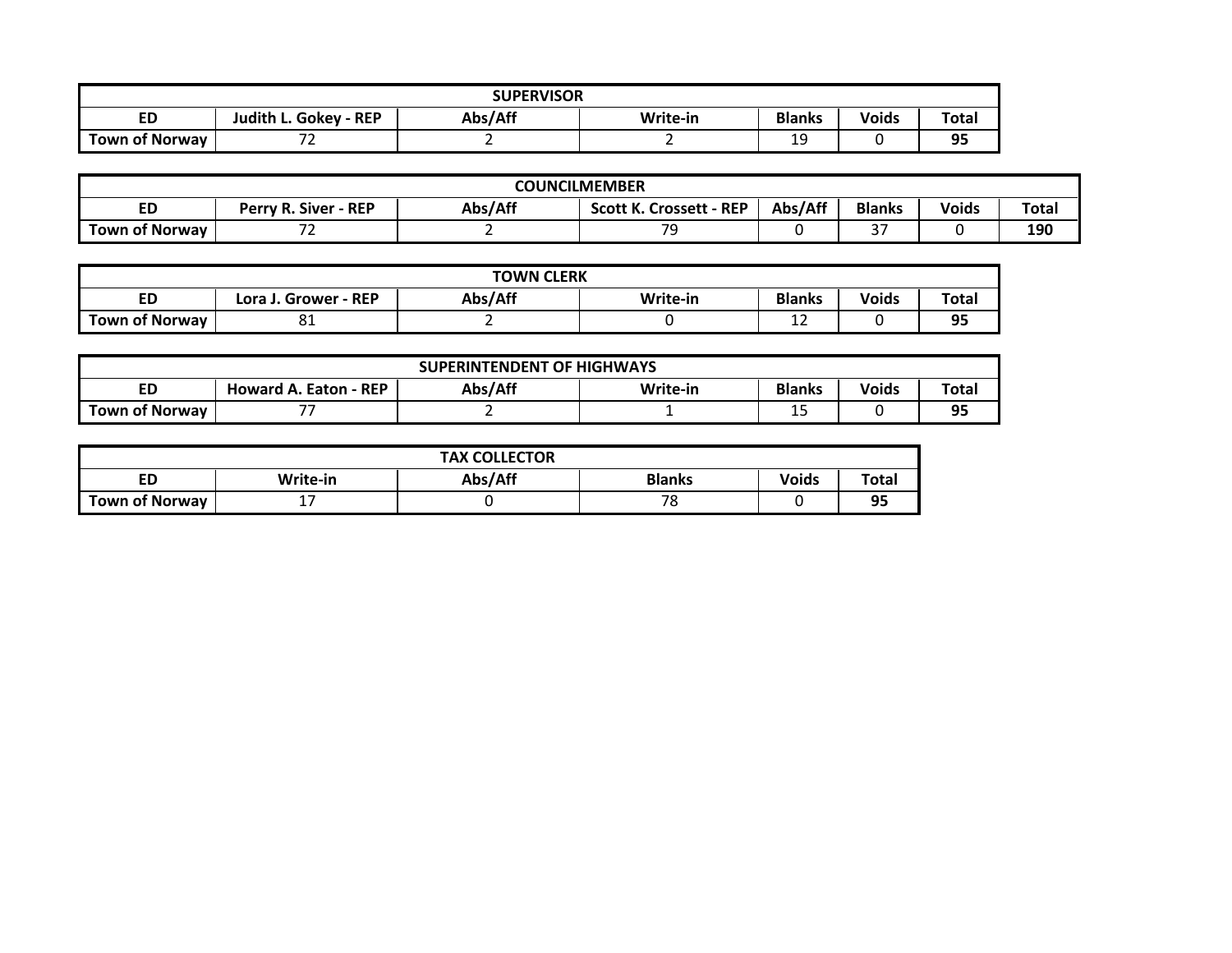| SUPERVISOR | | | | | | |
|---|---|---|---|---|---|---|
| **ED** | **Judith L. Gokey - REP** | **Abs/Aff** | **Write-in** | **Blanks** | **Voids** | **Total** |
| **Town of Norway** | 72 | 2 | 2 | 19 | 0 | **95** |

| COUNCILMEMBER | | | | | | | |
|---|---|---|---|---|---|---|---|
| **ED** | **Perry R. Siver - REP** | **Abs/Aff** | **Scott K. Crossett - REP** | **Abs/Aff** | **Blanks** | **Voids** | **Total** |
| **Town of Norway** | 72 | 2 | 79 | 0 | 37 | 0 | **190** |

| TOWN CLERK | | | | | | |
|---|---|---|---|---|---|---|
| **ED** | **Lora J. Grower - REP** | **Abs/Aff** | **Write-in** | **Blanks** | **Voids** | **Total** |
| **Town of Norway** | 81 | 2 | 0 | 12 | 0 | **95** |

| SUPERINTENDENT OF HIGHWAYS | | | | | | |
|---|---|---|---|---|---|---|
| **ED** | **Howard A. Eaton - REP** | **Abs/Aff** | **Write-in** | **Blanks** | **Voids** | **Total** |
| **Town of Norway** | 77 | 2 | 1 | 15 | 0 | **95** |

| TAX COLLECTOR | | | | | |
|---|---|---|---|---|---|
| **ED** | **Write-in** | **Abs/Aff** | **Blanks** | **Voids** | **Total** |
| **Town of Norway** | 17 | 0 | 78 | 0 | **95** |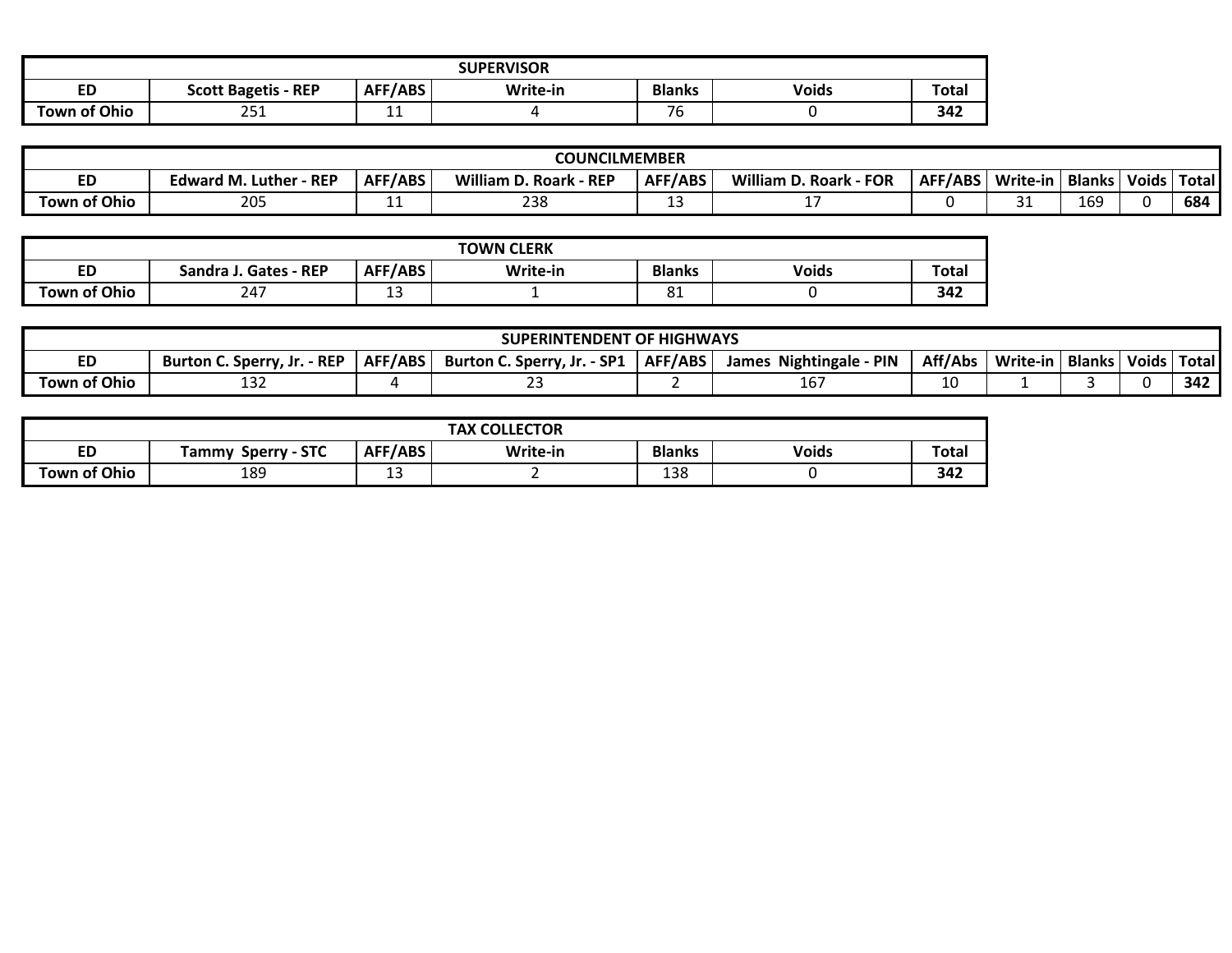| SUPERVISOR | | | | | | |
|---|---|---|---|---|---|---|
| ED | Scott Bagetis - REP | AFF/ABS | Write-in | Blanks | Voids | Total |
| Town of Ohio | 251 | 11 | 4 | 76 | 0 | **342** |

| COUNCILMEMBER | | | | | | | | | | |
|---|---|---|---|---|---|---|---|---|---|---|
| ED | Edward M. Luther - REP | AFF/ABS | William D. Roark - REP | AFF/ABS | William D. Roark - FOR | AFF/ABS | Write-in | Blanks | Voids | Total |
| Town of Ohio | 205 | 11 | 238 | 13 | 17 | 0 | 31 | 169 | 0 | **684** |

| TOWN CLERK | | | | | | |
|---|---|---|---|---|---|---|
| ED | Sandra J. Gates - REP | AFF/ABS | Write-in | Blanks | Voids | Total |
| Town of Ohio | 247 | 13 | 1 | 81 | 0 | **342** |

| SUPERINTENDENT OF HIGHWAYS | | | | | | | | | | |
|---|---|---|---|---|---|---|---|---|---|---|
| ED | Burton C. Sperry, Jr. - REP | AFF/ABS | Burton C. Sperry, Jr. - SP1 | AFF/ABS | James Nightingale - PIN | Aff/Abs | Write-in | Blanks | Voids | Total |
| Town of Ohio | 132 | 4 | 23 | 2 | 167 | 10 | 1 | 3 | 0 | **342** |

| TAX COLLECTOR | | | | | | |
|---|---|---|---|---|---|---|
| ED | Tammy Sperry - STC | AFF/ABS | Write-in | Blanks | Voids | Total |
| Town of Ohio | 189 | 13 | 2 | 138 | 0 | **342** |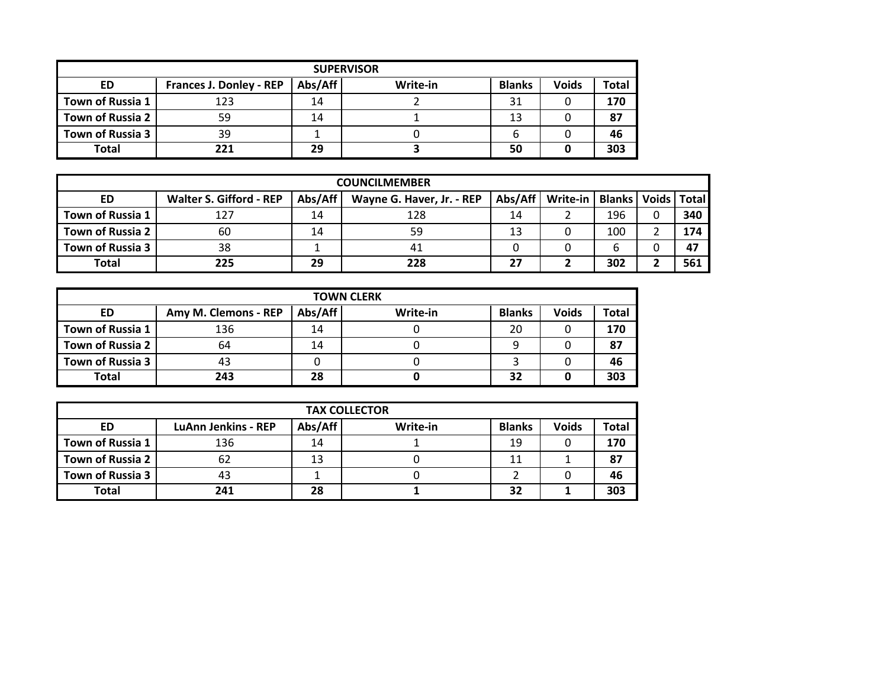| SUPERVISOR | | | | | | |
|---|---|---|---|---|---|---|
| ED | Frances J. Donley - REP | Abs/Aff | Write-in | Blanks | Voids | Total |
| Town of Russia 1 | 123 | 14 | 2 | 31 | 0 | **170** |
| Town of Russia 2 | 59 | 14 | 1 | 13 | 0 | **87** |
| Town of Russia 3 | 39 | 1 | 0 | 6 | 0 | **46** |
| **Total** | **221** | **29** | **3** | **50** | **0** | **303** |

| COUNCILMEMBER | | | | | | | | |
|---|---|---|---|---|---|---|---|---|
| ED | Walter S. Gifford - REP | Abs/Aff | Wayne G. Haver, Jr. - REP | Abs/Aff | Write-in | Blanks | Voids | Total |
| Town of Russia 1 | 127 | 14 | 128 | 14 | 2 | 196 | 0 | **340** |
| Town of Russia 2 | 60 | 14 | 59 | 13 | 0 | 100 | 2 | **174** |
| Town of Russia 3 | 38 | 1 | 41 | 0 | 0 | 6 | 0 | **47** |
| **Total** | **225** | **29** | **228** | **27** | **2** | **302** | **2** | **561** |

| TOWN CLERK | | | | | | |
|---|---|---|---|---|---|---|
| ED | Amy M. Clemons - REP | Abs/Aff | Write-in | Blanks | Voids | Total |
| Town of Russia 1 | 136 | 14 | 0 | 20 | 0 | **170** |
| Town of Russia 2 | 64 | 14 | 0 | 9 | 0 | **87** |
| Town of Russia 3 | 43 | 0 | 0 | 3 | 0 | **46** |
| **Total** | **243** | **28** | **0** | **32** | **0** | **303** |

| TAX COLLECTOR | | | | | | |
|---|---|---|---|---|---|---|
| ED | LuAnn Jenkins - REP | Abs/Aff | Write-in | Blanks | Voids | Total |
| Town of Russia 1 | 136 | 14 | 1 | 19 | 0 | **170** |
| Town of Russia 2 | 62 | 13 | 0 | 11 | 1 | **87** |
| Town of Russia 3 | 43 | 1 | 0 | 2 | 0 | **46** |
| **Total** | **241** | **28** | **1** | **32** | **1** | **303** |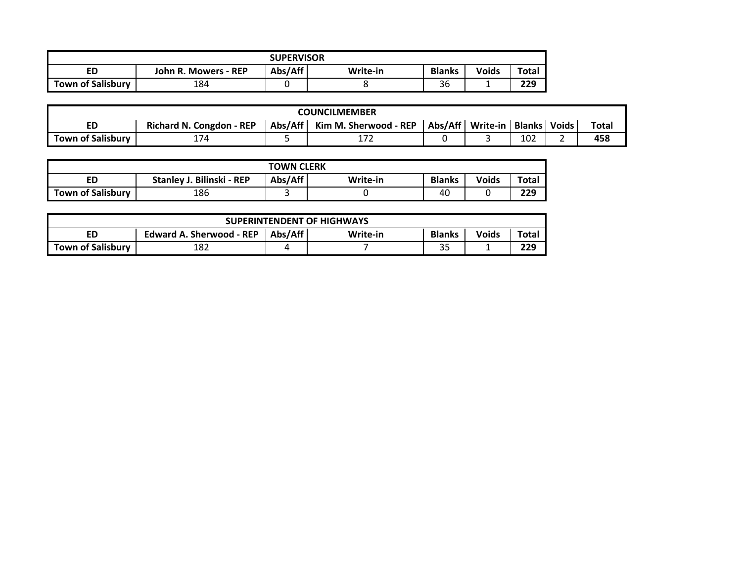| SUPERVISOR | | | | | | |
|---|---|---|---|---|---|---|
| ED | John R. Mowers - REP | Abs/Aff | Write-in | Blanks | Voids | Total |
| Town of Salisbury | 184 | 0 | 8 | 36 | 1 | **229** |

| COUNCILMEMBER | | | | | | | | |
|---|---|---|---|---|---|---|---|---|
| ED | Richard N. Congdon - REP | Abs/Aff | Kim M. Sherwood - REP | Abs/Aff | Write-in | Blanks | Voids | Total |
| Town of Salisbury | 174 | 5 | 172 | 0 | 3 | 102 | 2 | **458** |

| TOWN CLERK | | | | | | |
|---|---|---|---|---|---|---|
| ED | Stanley J. Bilinski - REP | Abs/Aff | Write-in | Blanks | Voids | Total |
| Town of Salisbury | 186 | 3 | 0 | 40 | 0 | **229** |

| SUPERINTENDENT OF HIGHWAYS | | | | | | |
|---|---|---|---|---|---|---|
| ED | Edward A. Sherwood - REP | Abs/Aff | Write-in | Blanks | Voids | Total |
| Town of Salisbury | 182 | 4 | 7 | 35 | 1 | **229** |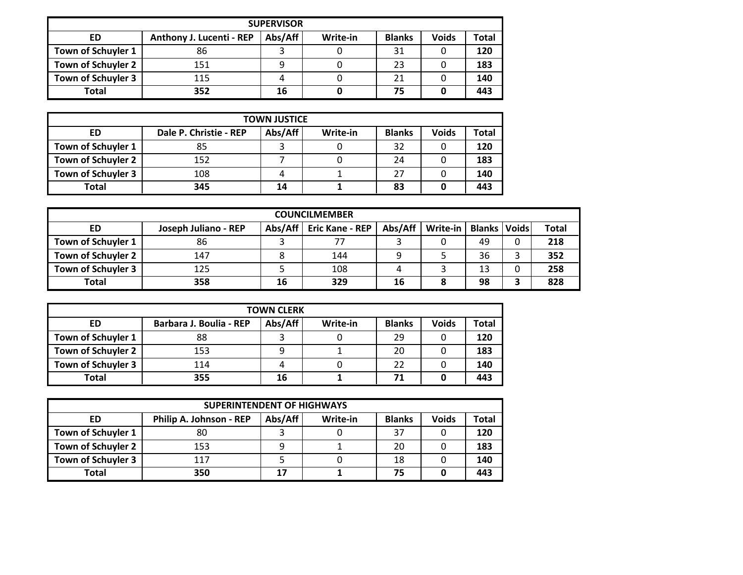| SUPERVISOR | | | | | | |
|---|---|---|---|---|---|---|
| **ED** | **Anthony J. Lucenti - REP** | **Abs/Aff** | **Write-in** | **Blanks** | **Voids** | **Total** |
| **Town of Schuyler 1** | 86 | 3 | 0 | 31 | 0 | **120** |
| **Town of Schuyler 2** | 151 | 9 | 0 | 23 | 0 | **183** |
| **Town of Schuyler 3** | 115 | 4 | 0 | 21 | 0 | **140** |
| **Total** | **352** | **16** | **0** | **75** | **0** | **443** |

| TOWN JUSTICE | | | | | | |
|---|---|---|---|---|---|---|
| **ED** | **Dale P. Christie - REP** | **Abs/Aff** | **Write-in** | **Blanks** | **Voids** | **Total** |
| **Town of Schuyler 1** | 85 | 3 | 0 | 32 | 0 | **120** |
| **Town of Schuyler 2** | 152 | 7 | 0 | 24 | 0 | **183** |
| **Town of Schuyler 3** | 108 | 4 | 1 | 27 | 0 | **140** |
| **Total** | **345** | **14** | **1** | **83** | **0** | **443** |

| COUNCILMEMBER | | | | | | | | |
|---|---|---|---|---|---|---|---|---|
| **ED** | **Joseph Juliano - REP** | **Abs/Aff** | **Eric Kane - REP** | **Abs/Aff** | **Write-in** | **Blanks** | **Voids** | **Total** |
| **Town of Schuyler 1** | 86 | 3 | 77 | 3 | 0 | 49 | 0 | **218** |
| **Town of Schuyler 2** | 147 | 8 | 144 | 9 | 5 | 36 | 3 | **352** |
| **Town of Schuyler 3** | 125 | 5 | 108 | 4 | 3 | 13 | 0 | **258** |
| **Total** | **358** | **16** | **329** | **16** | **8** | **98** | **3** | **828** |

| TOWN CLERK | | | | | | |
|---|---|---|---|---|---|---|
| **ED** | **Barbara J. Boulia - REP** | **Abs/Aff** | **Write-in** | **Blanks** | **Voids** | **Total** |
| **Town of Schuyler 1** | 88 | 3 | 0 | 29 | 0 | **120** |
| **Town of Schuyler 2** | 153 | 9 | 1 | 20 | 0 | **183** |
| **Town of Schuyler 3** | 114 | 4 | 0 | 22 | 0 | **140** |
| **Total** | **355** | **16** | **1** | **71** | **0** | **443** |

| SUPERINTENDENT OF HIGHWAYS | | | | | | |
|---|---|---|---|---|---|---|
| **ED** | **Philip A. Johnson - REP** | **Abs/Aff** | **Write-in** | **Blanks** | **Voids** | **Total** |
| **Town of Schuyler 1** | 80 | 3 | 0 | 37 | 0 | **120** |
| **Town of Schuyler 2** | 153 | 9 | 1 | 20 | 0 | **183** |
| **Town of Schuyler 3** | 117 | 5 | 0 | 18 | 0 | **140** |
| **Total** | **350** | **17** | **1** | **75** | **0** | **443** |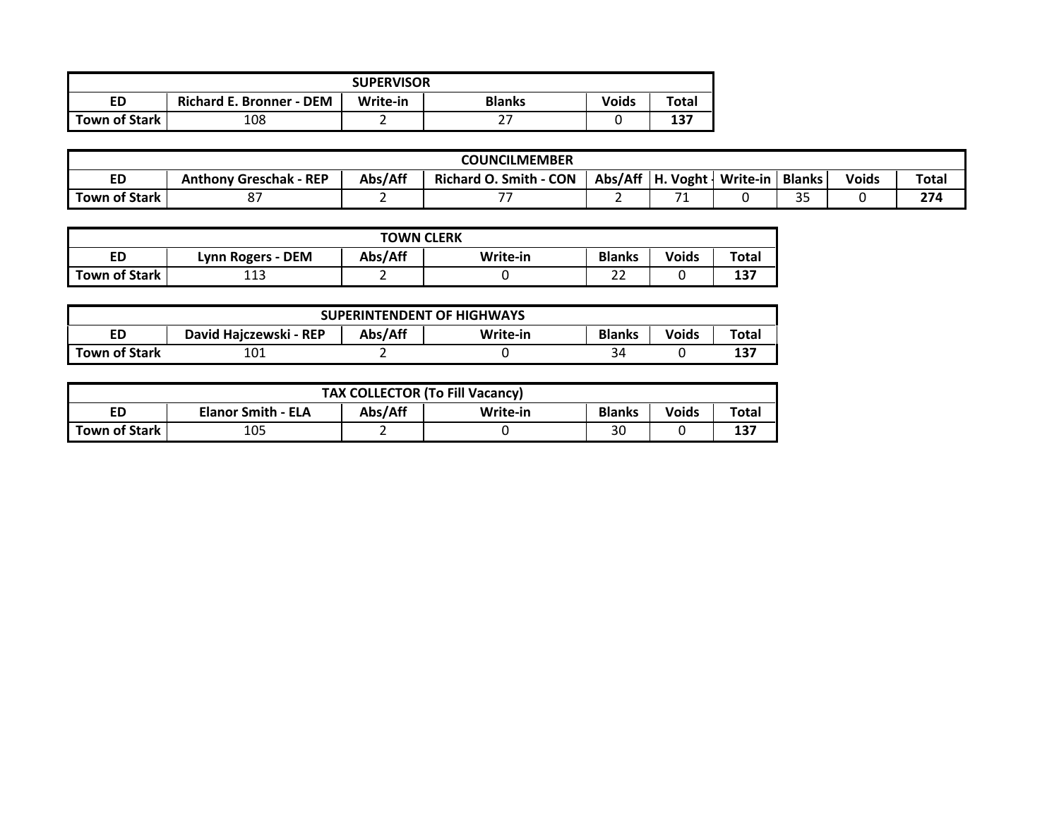| SUPERVISOR | | | | | |
|---|---|---|---|---|---|
| ED | Richard E. Bronner - DEM | Write-in | Blanks | Voids | Total |
| Town of Stark | 108 | 2 | 27 | 0 | **137** |

| COUNCILMEMBER | | | | | | | | | |
|---|---|---|---|---|---|---|---|---|---|
| ED | Anthony Greschak - REP | Abs/Aff | Richard O. Smith - CON | Abs/Aff | H. Voght - | Write-in | Blanks | Voids | Total |
| Town of Stark | 87 | 2 | 77 | 2 | 71 | 0 | 35 | 0 | **274** |

| TOWN CLERK | | | | | | |
|---|---|---|---|---|---|---|
| ED | Lynn Rogers - DEM | Abs/Aff | Write-in | Blanks | Voids | Total |
| Town of Stark | 113 | 2 | 0 | 22 | 0 | **137** |

| SUPERINTENDENT OF HIGHWAYS | | | | | | |
|---|---|---|---|---|---|---|
| ED | David Hajczewski - REP | Abs/Aff | Write-in | Blanks | Voids | Total |
| Town of Stark | 101 | 2 | 0 | 34 | 0 | **137** |

| TAX COLLECTOR (To Fill Vacancy) | | | | | | |
|---|---|---|---|---|---|---|
| ED | Elanor Smith - ELA | Abs/Aff | Write-in | Blanks | Voids | Total |
| Town of Stark | 105 | 2 | 0 | 30 | 0 | **137** |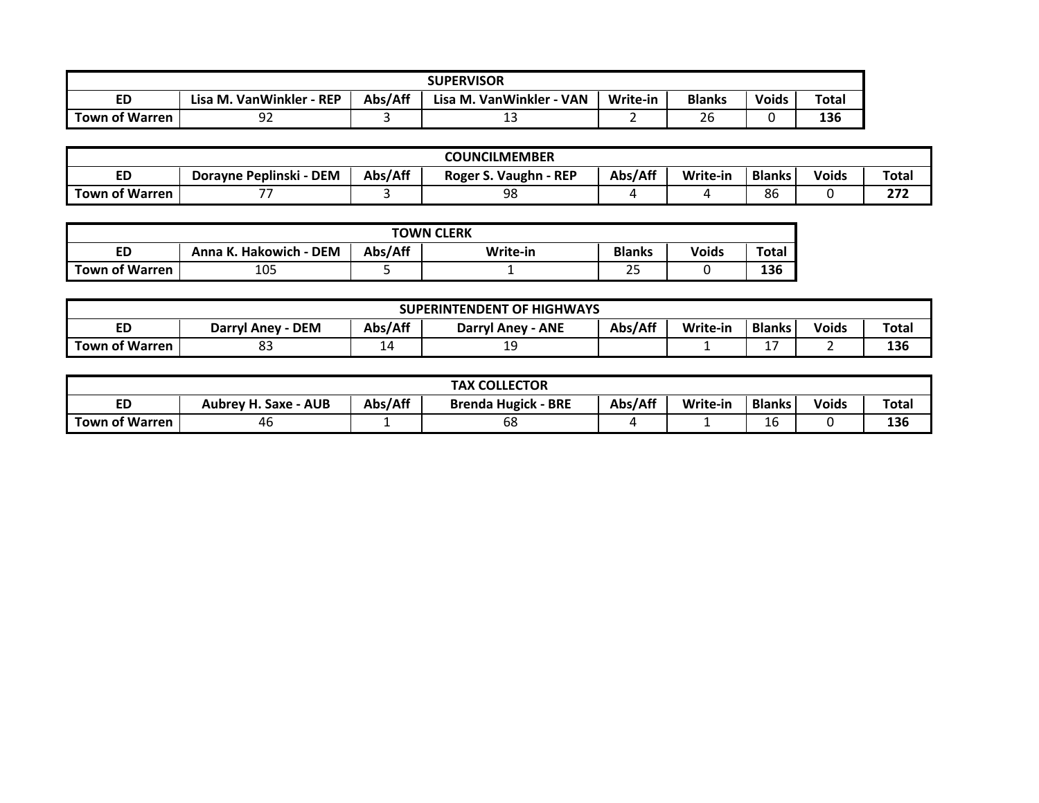| SUPERVISOR | | | | | | | |
|---|---|---|---|---|---|---|---|
| ED | Lisa M. VanWinkler - REP | Abs/Aff | Lisa M. VanWinkler - VAN | Write-in | Blanks | Voids | Total |
| Town of Warren | 92 | 3 | 13 | 2 | 26 | 0 | **136** |

| COUNCILMEMBER | | | | | | | | |
|---|---|---|---|---|---|---|---|---|
| ED | Dorayne Peplinski - DEM | Abs/Aff | Roger S. Vaughn - REP | Abs/Aff | Write-in | Blanks | Voids | Total |
| Town of Warren | 77 | 3 | 98 | 4 | 4 | 86 | 0 | **272** |

| TOWN CLERK | | | | | | |
|---|---|---|---|---|---|---|
| ED | Anna K. Hakowich - DEM | Abs/Aff | Write-in | Blanks | Voids | Total |
| Town of Warren | 105 | 5 | 1 | 25 | 0 | **136** |

| SUPERINTENDENT OF HIGHWAYS | | | | | | | | |
|---|---|---|---|---|---|---|---|---|
| ED | Darryl Aney - DEM | Abs/Aff | Darryl Aney - ANE | Abs/Aff | Write-in | Blanks | Voids | Total |
| Town of Warren | 83 | 14 | 19 | | 1 | 17 | 2 | **136** |

| TAX COLLECTOR | | | | | | | | |
|---|---|---|---|---|---|---|---|---|
| ED | Aubrey H. Saxe - AUB | Abs/Aff | Brenda Hugick - BRE | Abs/Aff | Write-in | Blanks | Voids | Total |
| Town of Warren | 46 | 1 | 68 | 4 | 1 | 16 | 0 | **136** |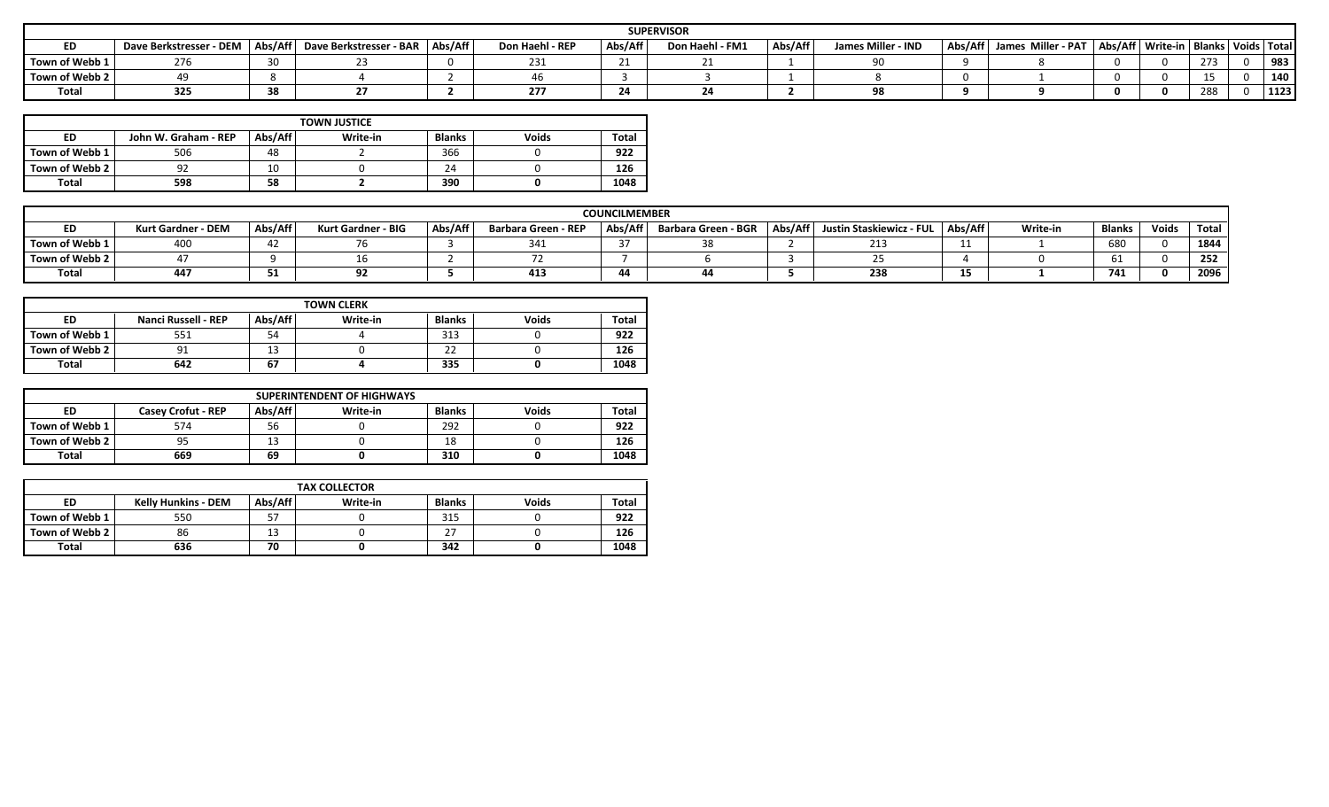| SUPERVISOR | | | | | | | | | | | | | | | | |
|---|---|---|---|---|---|---|---|---|---|---|---|---|---|---|---|---|
| ED | Dave Berkstresser - DEM | Abs/Aff | Dave Berkstresser - BAR | Abs/Aff | Don Haehl - REP | Abs/Aff | Don Haehl - FM1 | Abs/Aff | James Miller - IND | Abs/Aff | James Miller - PAT | Abs/Aff | Write-in | Blanks | Voids | Total |
| Town of Webb 1 | 276 | 30 | 23 | 0 | 231 | 21 | 21 | 1 | 90 | 9 | 8 | 0 | 0 | 273 | 0 | **983** |
| Town of Webb 2 | 49 | 8 | 4 | 2 | 46 | 3 | 3 | 1 | 8 | 0 | 1 | 0 | 0 | 15 | 0 | **140** |
| **Total** | **325** | **38** | **27** | **2** | **277** | **24** | **24** | **2** | **98** | **9** | **9** | **0** | **0** | 288 | 0 | **1123** |

| TOWN JUSTICE | | | | | | |
|---|---|---|---|---|---|---|
| ED | John W. Graham - REP | Abs/Aff | Write-in | Blanks | Voids | Total |
| Town of Webb 1 | 506 | 48 | 2 | 366 | 0 | **922** |
| Town of Webb 2 | 92 | 10 | 0 | 24 | 0 | **126** |
| **Total** | **598** | **58** | **2** | **390** | **0** | **1048** |

| COUNCILMEMBER | | | | | | | | | | | | | | |
|---|---|---|---|---|---|---|---|---|---|---|---|---|---|---|
| ED | Kurt Gardner - DEM | Abs/Aff | Kurt Gardner - BIG | Abs/Aff | Barbara Green - REP | Abs/Aff | Barbara Green - BGR | Abs/Aff | Justin Staskiewicz - FUL | Abs/Aff | Write-in | Blanks | Voids | Total |
| Town of Webb 1 | 400 | 42 | 76 | 3 | 341 | 37 | 38 | 2 | 213 | 11 | 1 | 680 | 0 | **1844** |
| Town of Webb 2 | 47 | 9 | 16 | 2 | 72 | 7 | 6 | 3 | 25 | 4 | 0 | 61 | 0 | **252** |
| **Total** | **447** | **51** | **92** | **5** | **413** | **44** | **44** | **5** | **238** | **15** | **1** | **741** | **0** | **2096** |

| TOWN CLERK | | | | | | |
|---|---|---|---|---|---|---|
| ED | Nanci Russell - REP | Abs/Aff | Write-in | Blanks | Voids | Total |
| Town of Webb 1 | 551 | 54 | 4 | 313 | 0 | **922** |
| Town of Webb 2 | 91 | 13 | 0 | 22 | 0 | **126** |
| **Total** | **642** | **67** | **4** | **335** | **0** | **1048** |

| SUPERINTENDENT OF HIGHWAYS | | | | | | |
|---|---|---|---|---|---|---|
| ED | Casey Crofut - REP | Abs/Aff | Write-in | Blanks | Voids | Total |
| Town of Webb 1 | 574 | 56 | 0 | 292 | 0 | **922** |
| Town of Webb 2 | 95 | 13 | 0 | 18 | 0 | **126** |
| **Total** | **669** | **69** | **0** | **310** | **0** | **1048** |

| TAX COLLECTOR | | | | | | |
|---|---|---|---|---|---|---|
| ED | Kelly Hunkins - DEM | Abs/Aff | Write-in | Blanks | Voids | Total |
| Town of Webb 1 | 550 | 57 | 0 | 315 | 0 | **922** |
| Town of Webb 2 | 86 | 13 | 0 | 27 | 0 | **126** |
| **Total** | **636** | **70** | **0** | **342** | **0** | **1048** |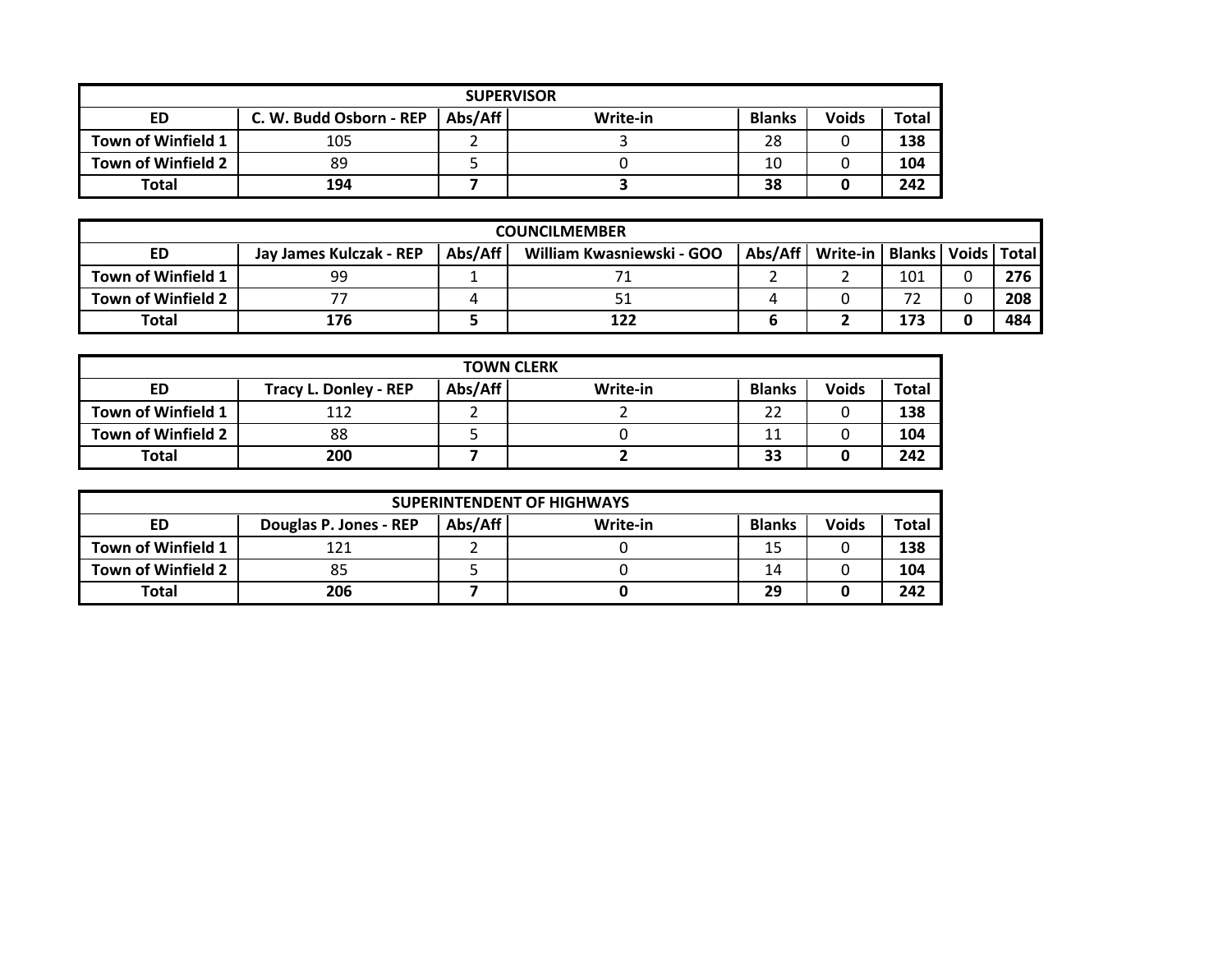| SUPERVISOR | | | | | | |
|---|---|---|---|---|---|---|
| **ED** | **C. W. Budd Osborn - REP** | **Abs/Aff** | **Write-in** | **Blanks** | **Voids** | **Total** |
| **Town of Winfield 1** | 105 | 2 | 3 | 28 | 0 | **138** |
| **Town of Winfield 2** | 89 | 5 | 0 | 10 | 0 | **104** |
| **Total** | **194** | **7** | **3** | **38** | **0** | **242** |

| COUNCILMEMBER | | | | | | | | |
|---|---|---|---|---|---|---|---|---|
| **ED** | **Jay James Kulczak - REP** | **Abs/Aff** | **William Kwasniewski - GOO** | **Abs/Aff** | **Write-in** | **Blanks** | **Voids** | **Total** |
| **Town of Winfield 1** | 99 | 1 | 71 | 2 | 2 | 101 | 0 | **276** |
| **Town of Winfield 2** | 77 | 4 | 51 | 4 | 0 | 72 | 0 | **208** |
| **Total** | **176** | **5** | **122** | **6** | **2** | **173** | **0** | **484** |

| TOWN CLERK | | | | | | |
|---|---|---|---|---|---|---|
| **ED** | **Tracy L. Donley - REP** | **Abs/Aff** | **Write-in** | **Blanks** | **Voids** | **Total** |
| **Town of Winfield 1** | 112 | 2 | 2 | 22 | 0 | **138** |
| **Town of Winfield 2** | 88 | 5 | 0 | 11 | 0 | **104** |
| **Total** | **200** | **7** | **2** | **33** | **0** | **242** |

| SUPERINTENDENT OF HIGHWAYS | | | | | | |
|---|---|---|---|---|---|---|
| **ED** | **Douglas P. Jones - REP** | **Abs/Aff** | **Write-in** | **Blanks** | **Voids** | **Total** |
| **Town of Winfield 1** | 121 | 2 | 0 | 15 | 0 | **138** |
| **Town of Winfield 2** | 85 | 5 | 0 | 14 | 0 | **104** |
| **Total** | **206** | **7** | **0** | **29** | **0** | **242** |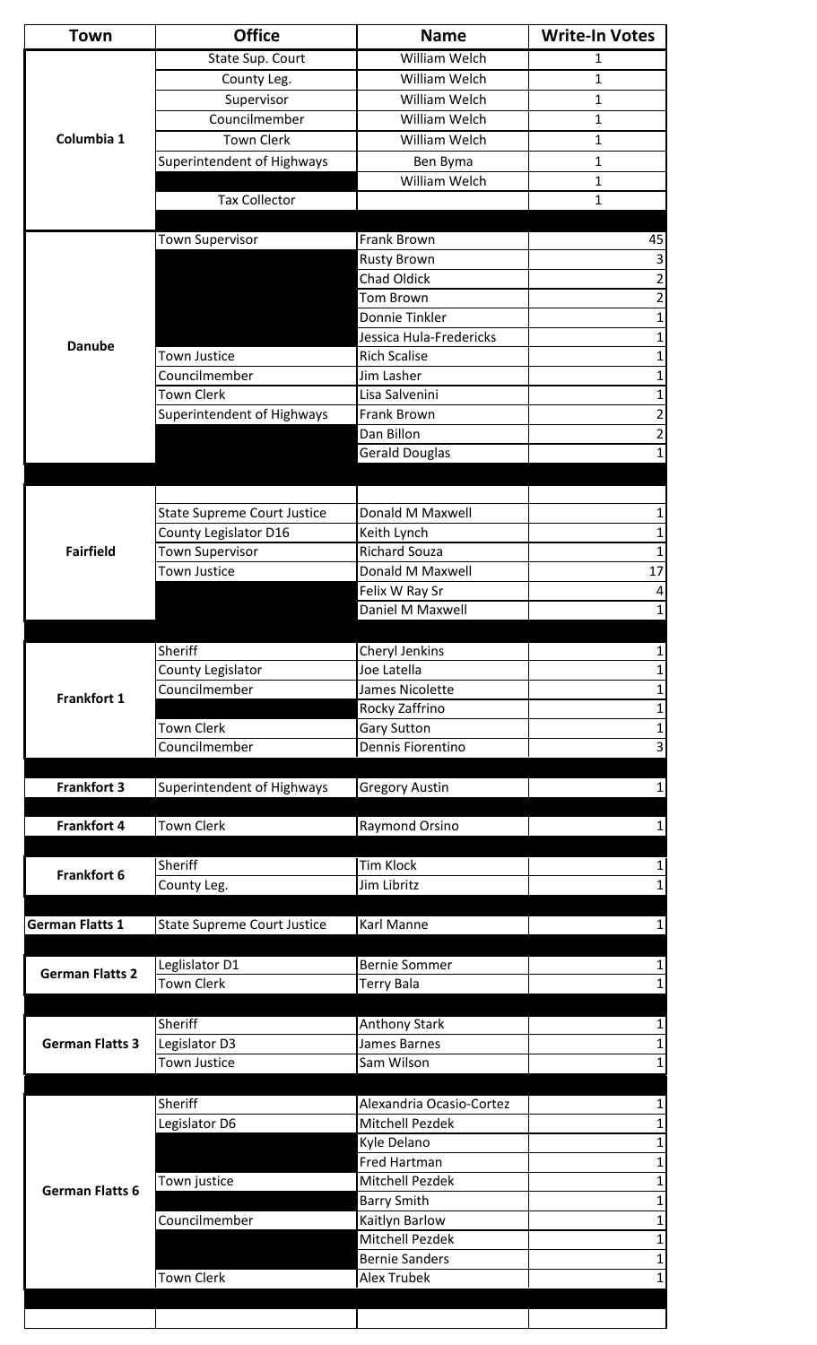| Town | Office | Name | Write-In Votes |
| --- | --- | --- | --- |
| Columbia 1 | State Sup. Court | William Welch | 1 |
| | County Leg. | William Welch | 1 |
| | Supervisor | William Welch | 1 |
| | Councilmember | William Welch | 1 |
| | Town Clerk | William Welch | 1 |
| | Superintendent of Highways | Ben Byma | 1 |
| | | William Welch | 1 |
| | Tax Collector | | 1 |
| Danube | Town Supervisor | Frank Brown | 45 |
| | | Rusty Brown | 3 |
| | | Chad Oldick | 2 |
| | | Tom Brown | 2 |
| | | Donnie Tinkler | 1 |
| | | Jessica Hula-Fredericks | 1 |
| | Town Justice | Rich Scalise | 1 |
| | Councilmember | Jim Lasher | 1 |
| | Town Clerk | Lisa Salvenini | 1 |
| | Superintendent of Highways | Frank Brown | 2 |
| | | Dan Billon | 2 |
| | | Gerald Douglas | 1 |
| Fairfield | State Supreme Court Justice | Donald M Maxwell | 1 |
| | County Legislator D16 | Keith Lynch | 1 |
| | Town Supervisor | Richard Souza | 1 |
| | Town Justice | Donald M Maxwell | 17 |
| | | Felix W Ray Sr | 4 |
| | | Daniel M Maxwell | 1 |
| Frankfort 1 | Sheriff | Cheryl Jenkins | 1 |
| | County Legislator | Joe Latella | 1 |
| | Councilmember | James Nicolette | 1 |
| | | Rocky Zaffrino | 1 |
| | Town Clerk | Gary Sutton | 1 |
| | Councilmember | Dennis Fiorentino | 3 |
| Frankfort 3 | Superintendent of Highways | Gregory Austin | 1 |
| Frankfort 4 | Town Clerk | Raymond Orsino | 1 |
| Frankfort 6 | Sheriff | Tim Klock | 1 |
| | County Leg. | Jim Libritz | 1 |
| German Flatts 1 | State Supreme Court Justice | Karl Manne | 1 |
| German Flatts 2 | Leglislator D1 | Bernie Sommer | 1 |
| | Town Clerk | Terry Bala | 1 |
| German Flatts 3 | Sheriff | Anthony Stark | 1 |
| | Legislator D3 | James Barnes | 1 |
| | Town Justice | Sam Wilson | 1 |
| German Flatts 6 | Sheriff | Alexandria Ocasio-Cortez | 1 |
| | Legislator D6 | Mitchell Pezdek | 1 |
| | | Kyle Delano | 1 |
| | | Fred Hartman | 1 |
| | Town justice | Mitchell Pezdek | 1 |
| | | Barry Smith | 1 |
| | Councilmember | Kaitlyn Barlow | 1 |
| | | Mitchell Pezdek | 1 |
| | | Bernie Sanders | 1 |
| | Town Clerk | Alex Trubek | 1 |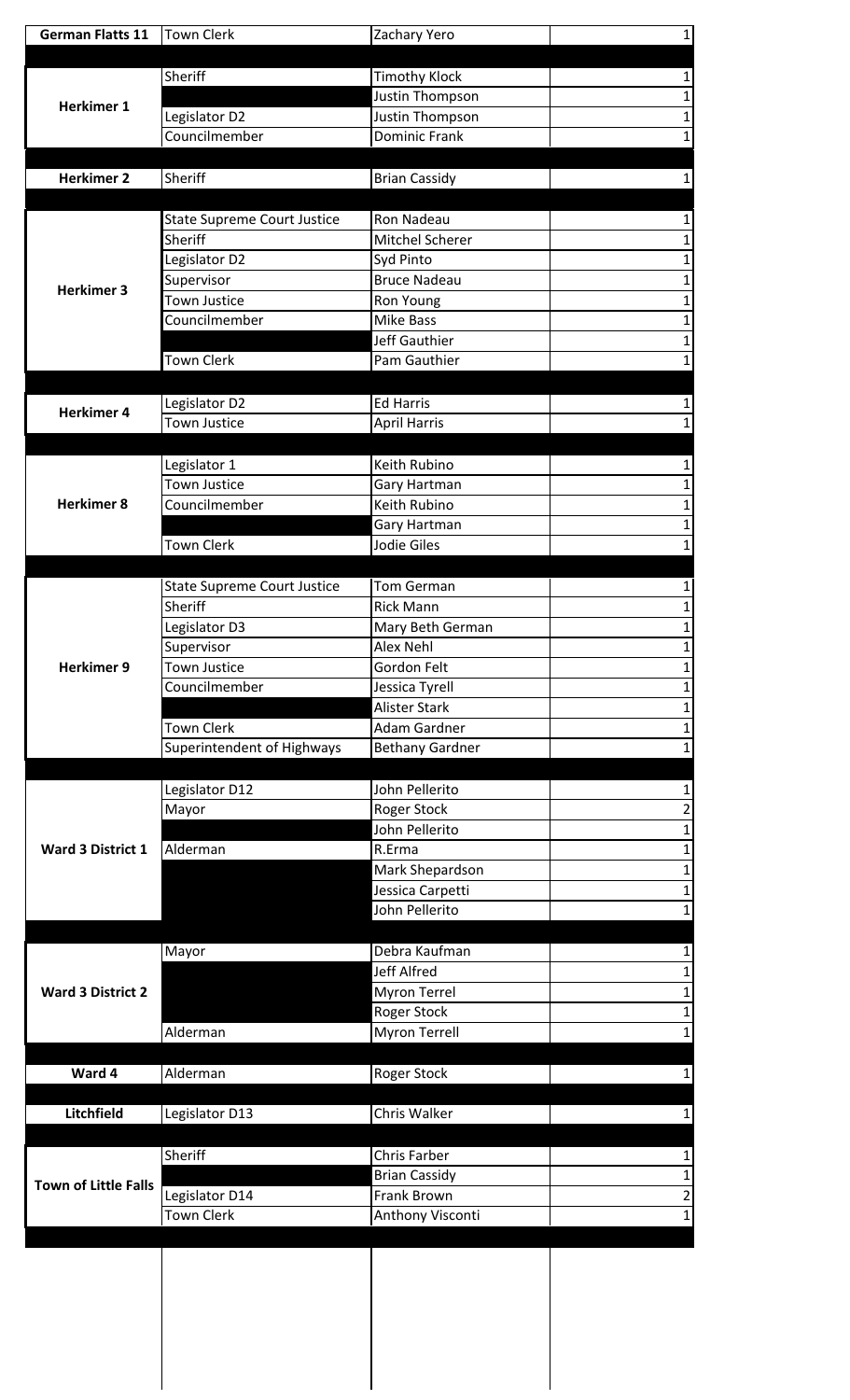| | | | |
|---|---|---|---|
| **German Flatts 11** | Town Clerk | Zachary Yero | 1 |
| | | | |
| **Herkimer 1** | Sheriff | Timothy Klock | 1 |
| | | Justin Thompson | 1 |
| | Legislator D2 | Justin Thompson | 1 |
| | Councilmember | Dominic Frank | 1 |
| | | | |
| **Herkimer 2** | Sheriff | Brian Cassidy | 1 |
| | | | |
| **Herkimer 3** | State Supreme Court Justice | Ron Nadeau | 1 |
| | Sheriff | Mitchel Scherer | 1 |
| | Legislator D2 | Syd Pinto | 1 |
| | Supervisor | Bruce Nadeau | 1 |
| | Town Justice | Ron Young | 1 |
| | Councilmember | Mike Bass | 1 |
| | | Jeff Gauthier | 1 |
| | Town Clerk | Pam Gauthier | 1 |
| | | | |
| **Herkimer 4** | Legislator D2 | Ed Harris | 1 |
| | Town Justice | April Harris | 1 |
| | | | |
| **Herkimer 8** | Legislator 1 | Keith Rubino | 1 |
| | Town Justice | Gary Hartman | 1 |
| | Councilmember | Keith Rubino | 1 |
| | | Gary Hartman | 1 |
| | Town Clerk | Jodie Giles | 1 |
| | | | |
| **Herkimer 9** | State Supreme Court Justice | Tom German | 1 |
| | Sheriff | Rick Mann | 1 |
| | Legislator D3 | Mary Beth German | 1 |
| | Supervisor | Alex Nehl | 1 |
| | Town Justice | Gordon Felt | 1 |
| | Councilmember | Jessica Tyrell | 1 |
| | | Alister Stark | 1 |
| | Town Clerk | Adam Gardner | 1 |
| | Superintendent of Highways | Bethany Gardner | 1 |
| | | | |
| **Ward 3 District 1** | Legislator D12 | John Pellerito | 1 |
| | Mayor | Roger Stock | 2 |
| | | John Pellerito | 1 |
| | Alderman | R.Erma | 1 |
| | | Mark Shepardson | 1 |
| | | Jessica Carpetti | 1 |
| | | John Pellerito | 1 |
| | | | |
| **Ward 3 District 2** | Mayor | Debra Kaufman | 1 |
| | | Jeff Alfred | 1 |
| | | Myron Terrel | 1 |
| | | Roger Stock | 1 |
| | Alderman | Myron Terrell | 1 |
| | | | |
| **Ward 4** | Alderman | Roger Stock | 1 |
| | | | |
| **Litchfield** | Legislator D13 | Chris Walker | 1 |
| | | | |
| **Town of Little Falls** | Sheriff | Chris Farber | 1 |
| | | Brian Cassidy | 1 |
| | Legislator D14 | Frank Brown | 2 |
| | Town Clerk | Anthony Visconti | 1 |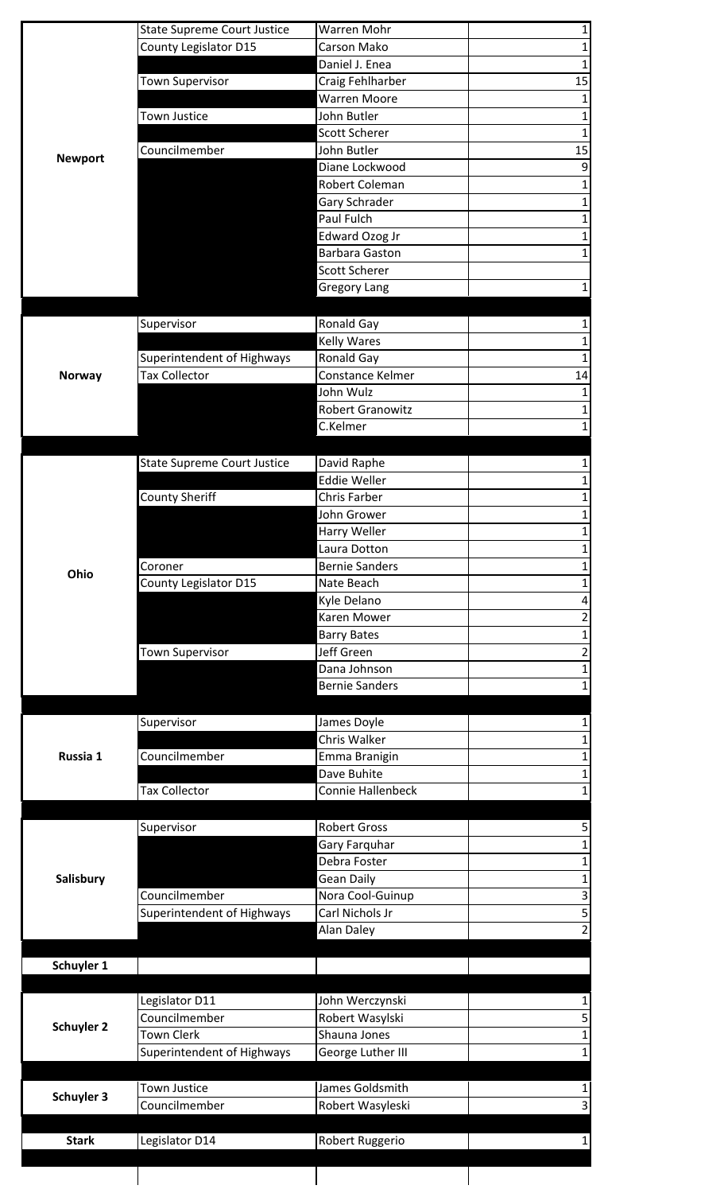| | | | |
|---|---|---|---|
| **Newport** | State Supreme Court Justice | Warren Mohr | 1 |
| | County Legislator D15 | Carson Mako | 1 |
| | | Daniel J. Enea | 1 |
| | Town Supervisor | Craig Fehlharber | 15 |
| | | Warren Moore | 1 |
| | Town Justice | John Butler | 1 |
| | | Scott Scherer | 1 |
| | Councilmember | John Butler | 15 |
| | | Diane Lockwood | 9 |
| | | Robert Coleman | 1 |
| | | Gary Schrader | 1 |
| | | Paul Fulch | 1 |
| | | Edward Ozog Jr | 1 |
| | | Barbara Gaston | 1 |
| | | Scott Scherer | |
| | | Gregory Lang | 1 |
| | | | |
| **Norway** | Supervisor | Ronald Gay | 1 |
| | | Kelly Wares | 1 |
| | Superintendent of Highways | Ronald Gay | 1 |
| | Tax Collector | Constance Kelmer | 14 |
| | | John Wulz | 1 |
| | | Robert Granowitz | 1 |
| | | C.Kelmer | 1 |
| | | | |
| **Ohio** | State Supreme Court Justice | David Raphe | 1 |
| | | Eddie Weller | 1 |
| | County Sheriff | Chris Farber | 1 |
| | | John Grower | 1 |
| | | Harry Weller | 1 |
| | | Laura Dotton | 1 |
| | Coroner | Bernie Sanders | 1 |
| | County Legislator D15 | Nate Beach | 1 |
| | | Kyle Delano | 4 |
| | | Karen Mower | 2 |
| | | Barry Bates | 1 |
| | Town Supervisor | Jeff Green | 2 |
| | | Dana Johnson | 1 |
| | | Bernie Sanders | 1 |
| | | | |
| **Russia 1** | Supervisor | James Doyle | 1 |
| | | Chris Walker | 1 |
| | Councilmember | Emma Branigin | 1 |
| | | Dave Buhite | 1 |
| | Tax Collector | Connie Hallenbeck | 1 |
| | | | |
| **Salisbury** | Supervisor | Robert Gross | 5 |
| | | Gary Farquhar | 1 |
| | | Debra Foster | 1 |
| | | Gean Daily | 1 |
| | Councilmember | Nora Cool-Guinup | 3 |
| | Superintendent of Highways | Carl Nichols Jr | 5 |
| | | Alan Daley | 2 |
| | | | |
| **Schuyler 1** | | | |
| | | | |
| **Schuyler 2** | Legislator D11 | John Werczynski | 1 |
| | Councilmember | Robert Wasylski | 5 |
| | Town Clerk | Shauna Jones | 1 |
| | Superintendent of Highways | George Luther III | 1 |
| | | | |
| **Schuyler 3** | Town Justice | James Goldsmith | 1 |
| | Councilmember | Robert Wasyleski | 3 |
| | | | |
| **Stark** | Legislator D14 | Robert Ruggerio | 1 |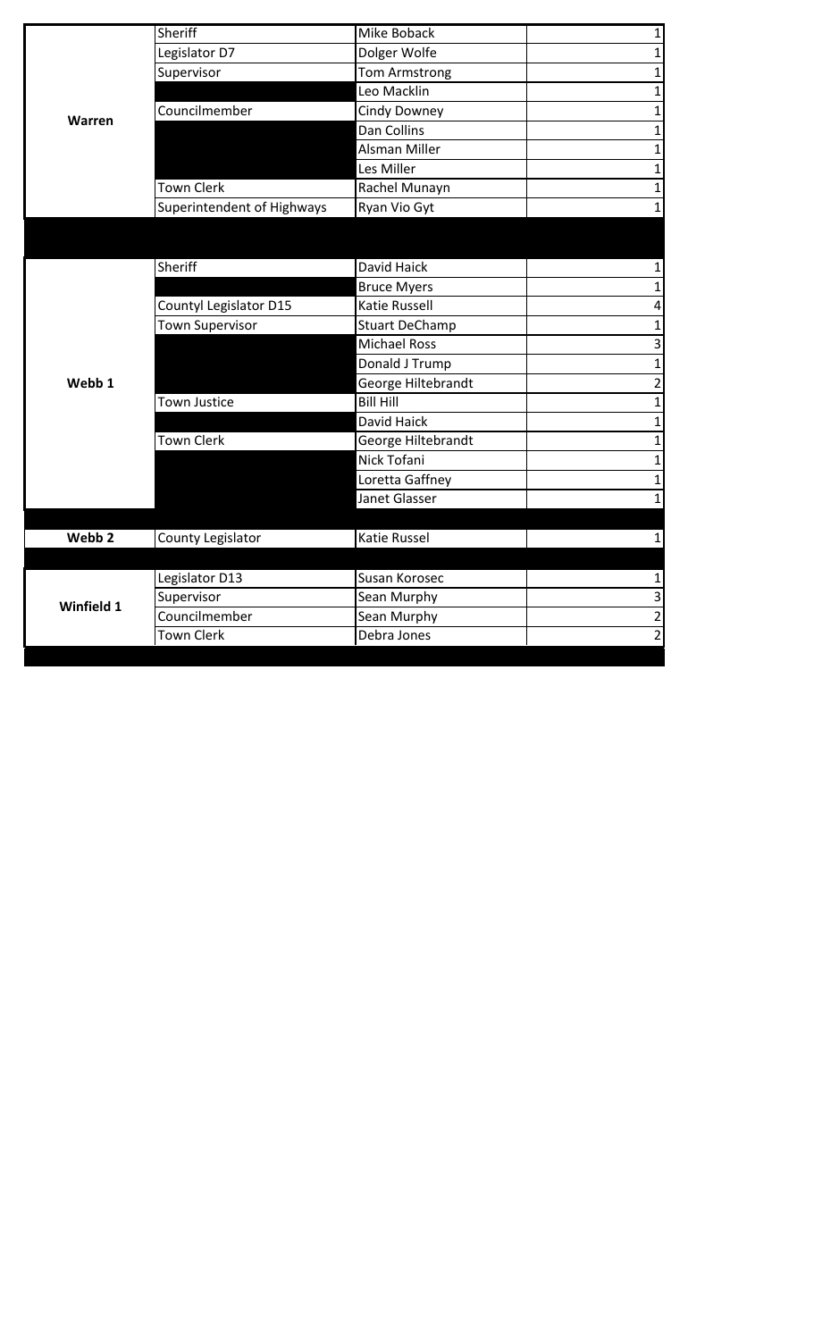| | | | |
|---|---|---|---|
| **Warren** | Sheriff | Mike Boback | 1 |
| | Legislator D7 | Dolger Wolfe | 1 |
| | Supervisor | Tom Armstrong | 1 |
| | | Leo Macklin | 1 |
| | Councilmember | Cindy Downey | 1 |
| | | Dan Collins | 1 |
| | | Alsman Miller | 1 |
| | | Les Miller | 1 |
| | Town Clerk | Rachel Munayn | 1 |
| | Superintendent of Highways | Ryan Vio Gyt | 1 |
| | | | |
| **Webb 1** | Sheriff | David Haick | 1 |
| | | Bruce Myers | 1 |
| | Countyl Legislator D15 | Katie Russell | 4 |
| | Town Supervisor | Stuart DeChamp | 1 |
| | | Michael Ross | 3 |
| | | Donald J Trump | 1 |
| | | George Hiltebrandt | 2 |
| | Town Justice | Bill Hill | 1 |
| | | David Haick | 1 |
| | Town Clerk | George Hiltebrandt | 1 |
| | | Nick Tofani | 1 |
| | | Loretta Gaffney | 1 |
| | | Janet Glasser | 1 |
| | | | |
| **Webb 2** | County Legislator | Katie Russel | 1 |
| | | | |
| **Winfield 1** | Legislator D13 | Susan Korosec | 1 |
| | Supervisor | Sean Murphy | 3 |
| | Councilmember | Sean Murphy | 2 |
| | Town Clerk | Debra Jones | 2 |